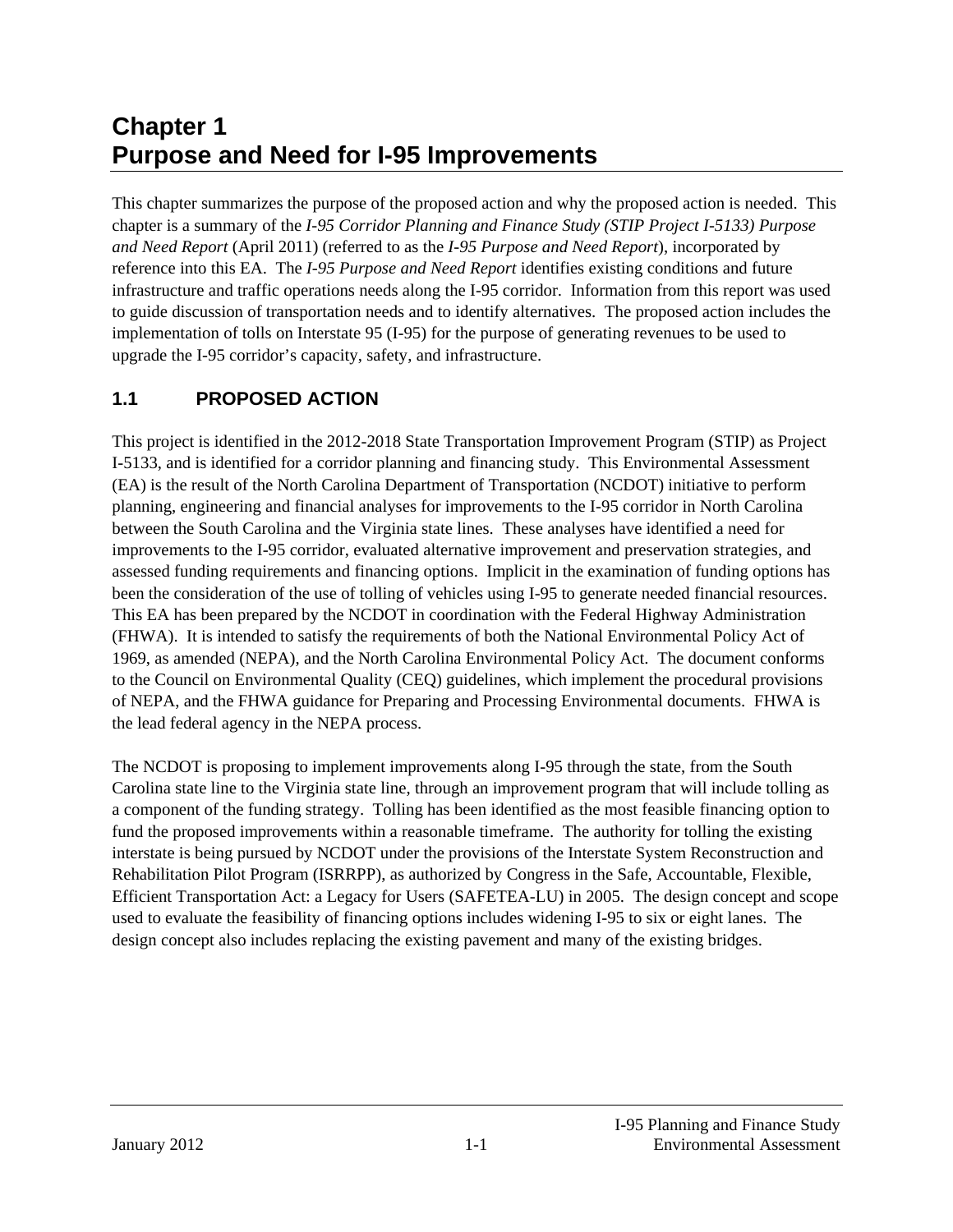# Chapter 1
# Purpose and Need for I-95 Improvements

This chapter summarizes the purpose of the proposed action and why the proposed action is needed. This chapter is a summary of the *I-95 Corridor Planning and Finance Study (STIP Project I-5133) Purpose and Need Report* (April 2011) (referred to as the *I-95 Purpose and Need Report*), incorporated by reference into this EA. The *I-95 Purpose and Need Report* identifies existing conditions and future infrastructure and traffic operations needs along the I-95 corridor. Information from this report was used to guide discussion of transportation needs and to identify alternatives. The proposed action includes the implementation of tolls on Interstate 95 (I-95) for the purpose of generating revenues to be used to upgrade the I-95 corridor's capacity, safety, and infrastructure.

## 1.1 PROPOSED ACTION

This project is identified in the 2012-2018 State Transportation Improvement Program (STIP) as Project I-5133, and is identified for a corridor planning and financing study. This Environmental Assessment (EA) is the result of the North Carolina Department of Transportation (NCDOT) initiative to perform planning, engineering and financial analyses for improvements to the I-95 corridor in North Carolina between the South Carolina and the Virginia state lines. These analyses have identified a need for improvements to the I-95 corridor, evaluated alternative improvement and preservation strategies, and assessed funding requirements and financing options. Implicit in the examination of funding options has been the consideration of the use of tolling of vehicles using I-95 to generate needed financial resources. This EA has been prepared by the NCDOT in coordination with the Federal Highway Administration (FHWA). It is intended to satisfy the requirements of both the National Environmental Policy Act of 1969, as amended (NEPA), and the North Carolina Environmental Policy Act. The document conforms to the Council on Environmental Quality (CEQ) guidelines, which implement the procedural provisions of NEPA, and the FHWA guidance for Preparing and Processing Environmental documents. FHWA is the lead federal agency in the NEPA process.

The NCDOT is proposing to implement improvements along I-95 through the state, from the South Carolina state line to the Virginia state line, through an improvement program that will include tolling as a component of the funding strategy. Tolling has been identified as the most feasible financing option to fund the proposed improvements within a reasonable timeframe. The authority for tolling the existing interstate is being pursued by NCDOT under the provisions of the Interstate System Reconstruction and Rehabilitation Pilot Program (ISRRPP), as authorized by Congress in the Safe, Accountable, Flexible, Efficient Transportation Act: a Legacy for Users (SAFETEA-LU) in 2005. The design concept and scope used to evaluate the feasibility of financing options includes widening I-95 to six or eight lanes. The design concept also includes replacing the existing pavement and many of the existing bridges.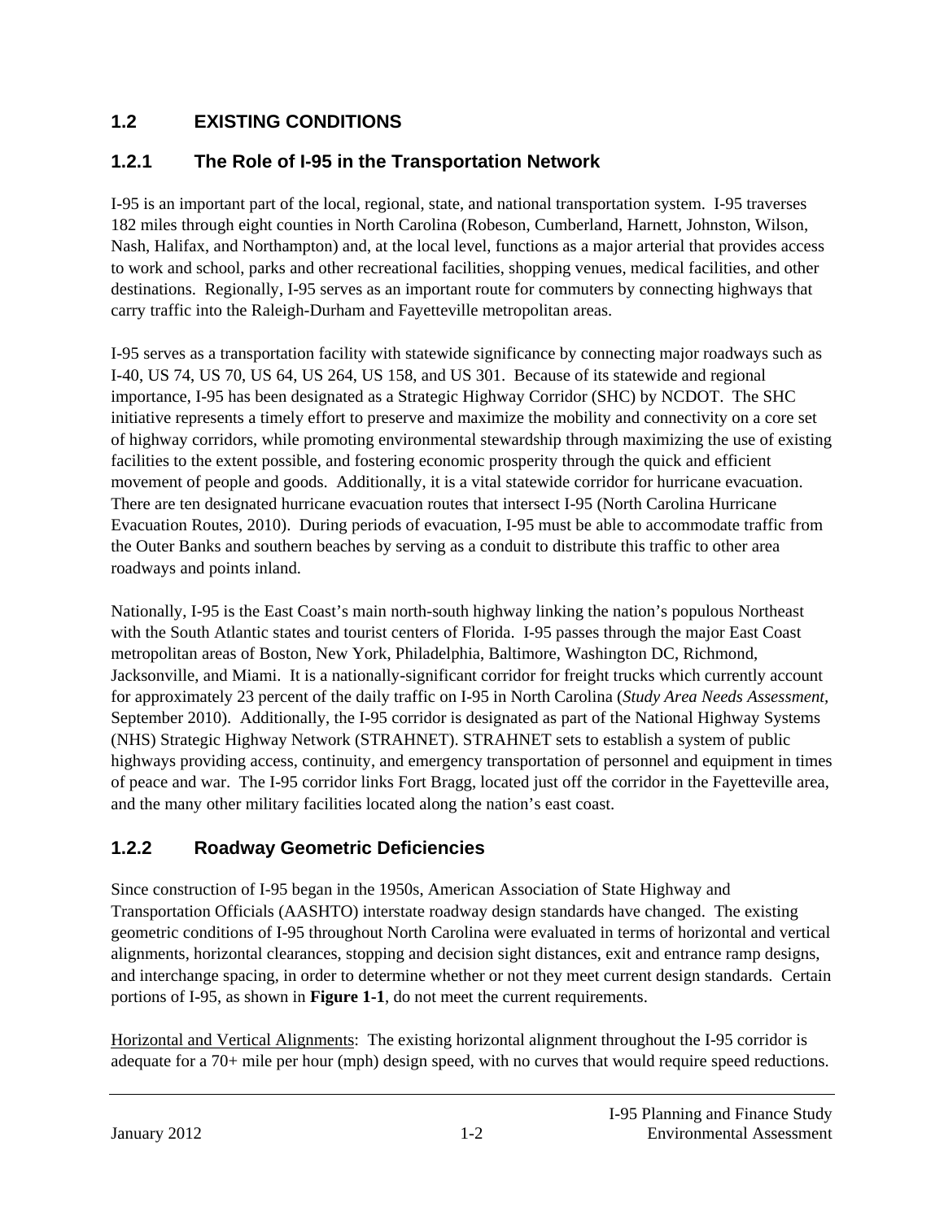## 1.2 EXISTING CONDITIONS

### 1.2.1 The Role of I-95 in the Transportation Network

I-95 is an important part of the local, regional, state, and national transportation system. I-95 traverses 182 miles through eight counties in North Carolina (Robeson, Cumberland, Harnett, Johnston, Wilson, Nash, Halifax, and Northampton) and, at the local level, functions as a major arterial that provides access to work and school, parks and other recreational facilities, shopping venues, medical facilities, and other destinations. Regionally, I-95 serves as an important route for commuters by connecting highways that carry traffic into the Raleigh-Durham and Fayetteville metropolitan areas.

I-95 serves as a transportation facility with statewide significance by connecting major roadways such as I-40, US 74, US 70, US 64, US 264, US 158, and US 301. Because of its statewide and regional importance, I-95 has been designated as a Strategic Highway Corridor (SHC) by NCDOT. The SHC initiative represents a timely effort to preserve and maximize the mobility and connectivity on a core set of highway corridors, while promoting environmental stewardship through maximizing the use of existing facilities to the extent possible, and fostering economic prosperity through the quick and efficient movement of people and goods. Additionally, it is a vital statewide corridor for hurricane evacuation. There are ten designated hurricane evacuation routes that intersect I-95 (North Carolina Hurricane Evacuation Routes, 2010). During periods of evacuation, I-95 must be able to accommodate traffic from the Outer Banks and southern beaches by serving as a conduit to distribute this traffic to other area roadways and points inland.

Nationally, I-95 is the East Coast's main north-south highway linking the nation's populous Northeast with the South Atlantic states and tourist centers of Florida. I-95 passes through the major East Coast metropolitan areas of Boston, New York, Philadelphia, Baltimore, Washington DC, Richmond, Jacksonville, and Miami. It is a nationally-significant corridor for freight trucks which currently account for approximately 23 percent of the daily traffic on I-95 in North Carolina (*Study Area Needs Assessment,* September 2010). Additionally, the I-95 corridor is designated as part of the National Highway Systems (NHS) Strategic Highway Network (STRAHNET). STRAHNET sets to establish a system of public highways providing access, continuity, and emergency transportation of personnel and equipment in times of peace and war. The I-95 corridor links Fort Bragg, located just off the corridor in the Fayetteville area, and the many other military facilities located along the nation's east coast.

### 1.2.2 Roadway Geometric Deficiencies

Since construction of I-95 began in the 1950s, American Association of State Highway and Transportation Officials (AASHTO) interstate roadway design standards have changed. The existing geometric conditions of I-95 throughout North Carolina were evaluated in terms of horizontal and vertical alignments, horizontal clearances, stopping and decision sight distances, exit and entrance ramp designs, and interchange spacing, in order to determine whether or not they meet current design standards. Certain portions of I-95, as shown in **Figure 1-1**, do not meet the current requirements.

<u>Horizontal and Vertical Alignments</u>: The existing horizontal alignment throughout the I-95 corridor is adequate for a 70+ mile per hour (mph) design speed, with no curves that would require speed reductions.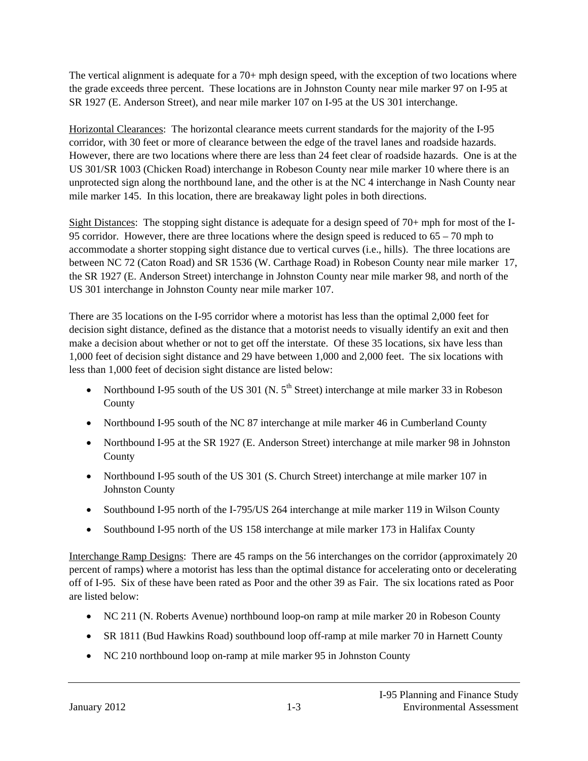The vertical alignment is adequate for a 70+ mph design speed, with the exception of two locations where the grade exceeds three percent. These locations are in Johnston County near mile marker 97 on I-95 at SR 1927 (E. Anderson Street), and near mile marker 107 on I-95 at the US 301 interchange.

<u>Horizontal Clearances</u>: The horizontal clearance meets current standards for the majority of the I-95 corridor, with 30 feet or more of clearance between the edge of the travel lanes and roadside hazards. However, there are two locations where there are less than 24 feet clear of roadside hazards. One is at the US 301/SR 1003 (Chicken Road) interchange in Robeson County near mile marker 10 where there is an unprotected sign along the northbound lane, and the other is at the NC 4 interchange in Nash County near mile marker 145. In this location, there are breakaway light poles in both directions.

<u>Sight Distances</u>: The stopping sight distance is adequate for a design speed of 70+ mph for most of the I-95 corridor. However, there are three locations where the design speed is reduced to 65 – 70 mph to accommodate a shorter stopping sight distance due to vertical curves (i.e., hills). The three locations are between NC 72 (Caton Road) and SR 1536 (W. Carthage Road) in Robeson County near mile marker 17, the SR 1927 (E. Anderson Street) interchange in Johnston County near mile marker 98, and north of the US 301 interchange in Johnston County near mile marker 107.

There are 35 locations on the I-95 corridor where a motorist has less than the optimal 2,000 feet for decision sight distance, defined as the distance that a motorist needs to visually identify an exit and then make a decision about whether or not to get off the interstate. Of these 35 locations, six have less than 1,000 feet of decision sight distance and 29 have between 1,000 and 2,000 feet. The six locations with less than 1,000 feet of decision sight distance are listed below:

- Northbound I-95 south of the US 301 (N. 5th Street) interchange at mile marker 33 in Robeson County
- Northbound I-95 south of the NC 87 interchange at mile marker 46 in Cumberland County
- Northbound I-95 at the SR 1927 (E. Anderson Street) interchange at mile marker 98 in Johnston County
- Northbound I-95 south of the US 301 (S. Church Street) interchange at mile marker 107 in Johnston County
- Southbound I-95 north of the I-795/US 264 interchange at mile marker 119 in Wilson County
- Southbound I-95 north of the US 158 interchange at mile marker 173 in Halifax County

<u>Interchange Ramp Designs</u>: There are 45 ramps on the 56 interchanges on the corridor (approximately 20 percent of ramps) where a motorist has less than the optimal distance for accelerating onto or decelerating off of I-95. Six of these have been rated as Poor and the other 39 as Fair. The six locations rated as Poor are listed below:

- NC 211 (N. Roberts Avenue) northbound loop-on ramp at mile marker 20 in Robeson County
- SR 1811 (Bud Hawkins Road) southbound loop off-ramp at mile marker 70 in Harnett County
- NC 210 northbound loop on-ramp at mile marker 95 in Johnston County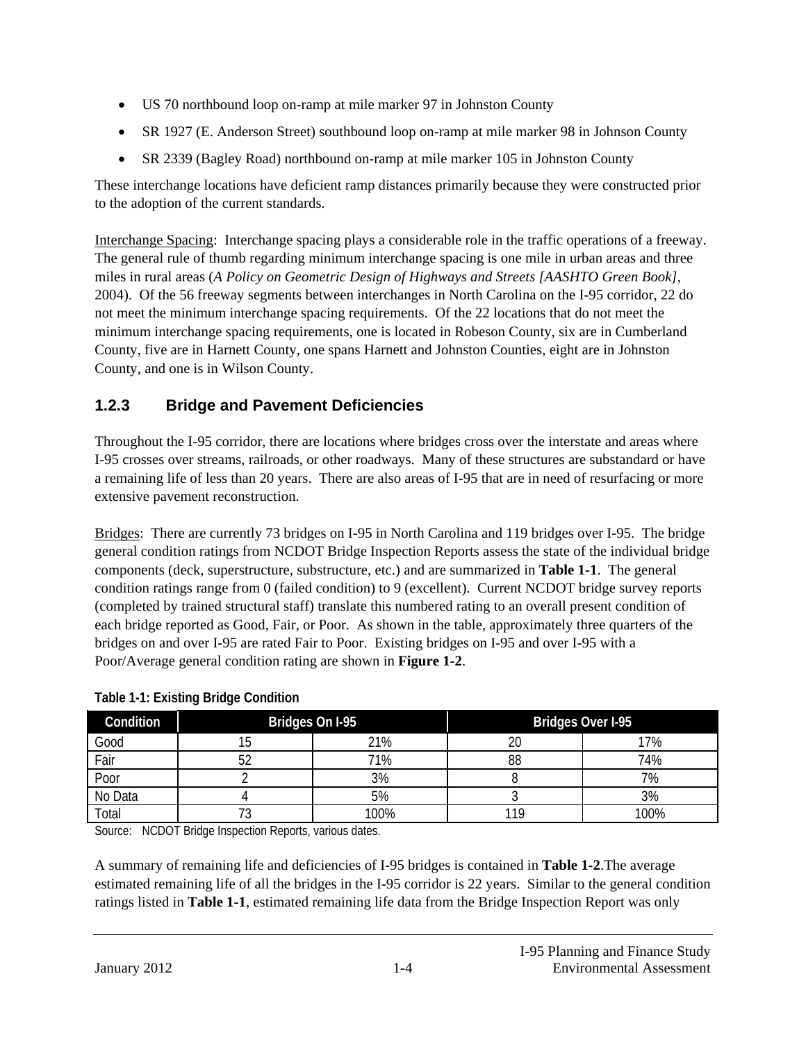- US 70 northbound loop on-ramp at mile marker 97 in Johnston County
- SR 1927 (E. Anderson Street) southbound loop on-ramp at mile marker 98 in Johnson County
- SR 2339 (Bagley Road) northbound on-ramp at mile marker 105 in Johnston County

These interchange locations have deficient ramp distances primarily because they were constructed prior to the adoption of the current standards.

Interchange Spacing: Interchange spacing plays a considerable role in the traffic operations of a freeway. The general rule of thumb regarding minimum interchange spacing is one mile in urban areas and three miles in rural areas (*A Policy on Geometric Design of Highways and Streets [AASHTO Green Book]*, 2004). Of the 56 freeway segments between interchanges in North Carolina on the I-95 corridor, 22 do not meet the minimum interchange spacing requirements. Of the 22 locations that do not meet the minimum interchange spacing requirements, one is located in Robeson County, six are in Cumberland County, five are in Harnett County, one spans Harnett and Johnston Counties, eight are in Johnston County, and one is in Wilson County.

### 1.2.3 Bridge and Pavement Deficiencies

Throughout the I-95 corridor, there are locations where bridges cross over the interstate and areas where I-95 crosses over streams, railroads, or other roadways. Many of these structures are substandard or have a remaining life of less than 20 years. There are also areas of I-95 that are in need of resurfacing or more extensive pavement reconstruction.

Bridges: There are currently 73 bridges on I-95 in North Carolina and 119 bridges over I-95. The bridge general condition ratings from NCDOT Bridge Inspection Reports assess the state of the individual bridge components (deck, superstructure, substructure, etc.) and are summarized in **Table 1-1**. The general condition ratings range from 0 (failed condition) to 9 (excellent). Current NCDOT bridge survey reports (completed by trained structural staff) translate this numbered rating to an overall present condition of each bridge reported as Good, Fair, or Poor. As shown in the table, approximately three quarters of the bridges on and over I-95 are rated Fair to Poor. Existing bridges on I-95 and over I-95 with a Poor/Average general condition rating are shown in **Figure 1-2**.

**Table 1-1: Existing Bridge Condition**

| Condition | Bridges On I-95 | | Bridges Over I-95 | |
|---|---|---|---|---|
| Good | 15 | 21% | 20 | 17% |
| Fair | 52 | 71% | 88 | 74% |
| Poor | 2 | 3% | 8 | 7% |
| No Data | 4 | 5% | 3 | 3% |
| Total | 73 | 100% | 119 | 100% |

Source: NCDOT Bridge Inspection Reports, various dates.

A summary of remaining life and deficiencies of I-95 bridges is contained in **Table 1-2**.The average estimated remaining life of all the bridges in the I-95 corridor is 22 years. Similar to the general condition ratings listed in **Table 1-1**, estimated remaining life data from the Bridge Inspection Report was only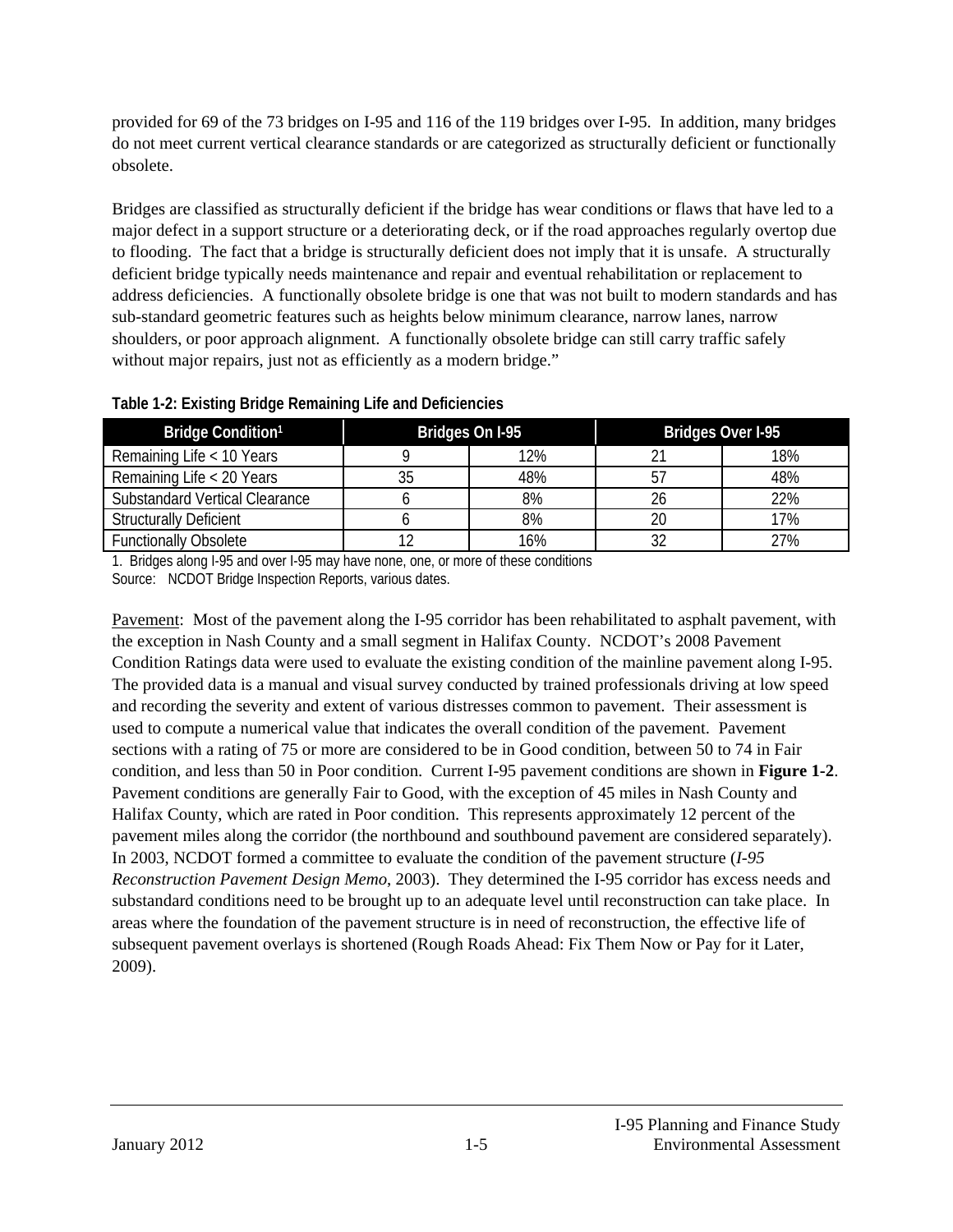provided for 69 of the 73 bridges on I-95 and 116 of the 119 bridges over I-95. In addition, many bridges do not meet current vertical clearance standards or are categorized as structurally deficient or functionally obsolete.

Bridges are classified as structurally deficient if the bridge has wear conditions or flaws that have led to a major defect in a support structure or a deteriorating deck, or if the road approaches regularly overtop due to flooding. The fact that a bridge is structurally deficient does not imply that it is unsafe. A structurally deficient bridge typically needs maintenance and repair and eventual rehabilitation or replacement to address deficiencies. A functionally obsolete bridge is one that was not built to modern standards and has sub-standard geometric features such as heights below minimum clearance, narrow lanes, narrow shoulders, or poor approach alignment. A functionally obsolete bridge can still carry traffic safely without major repairs, just not as efficiently as a modern bridge."

**Table 1-2: Existing Bridge Remaining Life and Deficiencies**

| Bridge Condition[1] | Bridges On I-95 | | Bridges Over I-95 | |
|---|---|---|---|---|
| Remaining Life < 10 Years | 9 | 12% | 21 | 18% |
| Remaining Life < 20 Years | 35 | 48% | 57 | 48% |
| Substandard Vertical Clearance | 6 | 8% | 26 | 22% |
| Structurally Deficient | 6 | 8% | 20 | 17% |
| Functionally Obsolete | 12 | 16% | 32 | 27% |

1. Bridges along I-95 and over I-95 may have none, one, or more of these conditions

Source: NCDOT Bridge Inspection Reports, various dates.

Pavement: Most of the pavement along the I-95 corridor has been rehabilitated to asphalt pavement, with the exception in Nash County and a small segment in Halifax County. NCDOT's 2008 Pavement Condition Ratings data were used to evaluate the existing condition of the mainline pavement along I-95. The provided data is a manual and visual survey conducted by trained professionals driving at low speed and recording the severity and extent of various distresses common to pavement. Their assessment is used to compute a numerical value that indicates the overall condition of the pavement. Pavement sections with a rating of 75 or more are considered to be in Good condition, between 50 to 74 in Fair condition, and less than 50 in Poor condition. Current I-95 pavement conditions are shown in **Figure 1-2**. Pavement conditions are generally Fair to Good, with the exception of 45 miles in Nash County and Halifax County, which are rated in Poor condition. This represents approximately 12 percent of the pavement miles along the corridor (the northbound and southbound pavement are considered separately). In 2003, NCDOT formed a committee to evaluate the condition of the pavement structure (*I-95 Reconstruction Pavement Design Memo*, 2003). They determined the I-95 corridor has excess needs and substandard conditions need to be brought up to an adequate level until reconstruction can take place. In areas where the foundation of the pavement structure is in need of reconstruction, the effective life of subsequent pavement overlays is shortened (Rough Roads Ahead: Fix Them Now or Pay for it Later, 2009).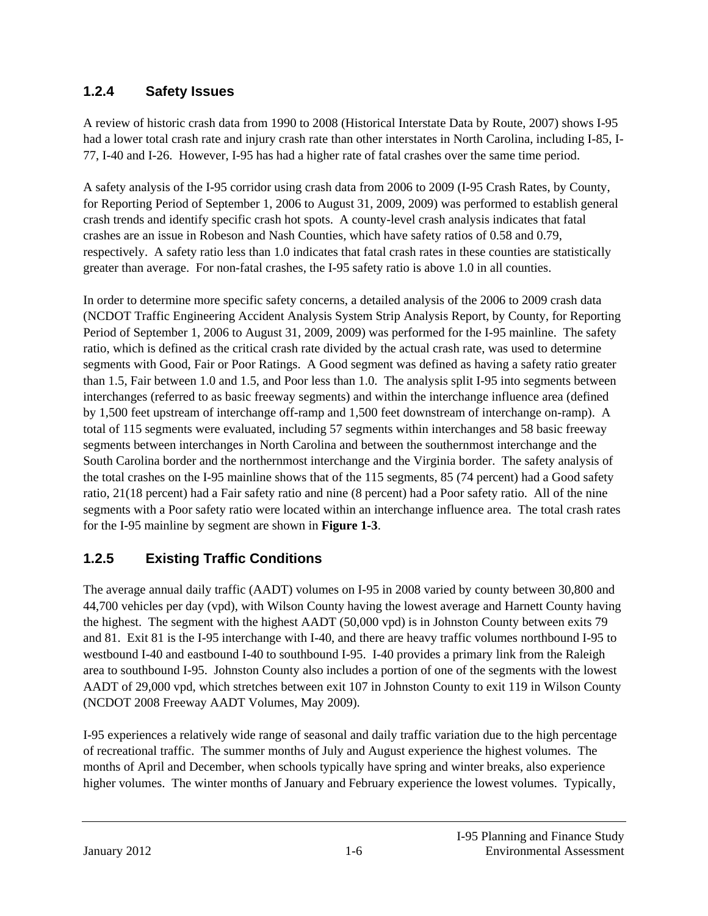### 1.2.4 Safety Issues

A review of historic crash data from 1990 to 2008 (Historical Interstate Data by Route, 2007) shows I-95 had a lower total crash rate and injury crash rate than other interstates in North Carolina, including I-85, I-77, I-40 and I-26. However, I-95 has had a higher rate of fatal crashes over the same time period.

A safety analysis of the I-95 corridor using crash data from 2006 to 2009 (I-95 Crash Rates, by County, for Reporting Period of September 1, 2006 to August 31, 2009, 2009) was performed to establish general crash trends and identify specific crash hot spots. A county-level crash analysis indicates that fatal crashes are an issue in Robeson and Nash Counties, which have safety ratios of 0.58 and 0.79, respectively. A safety ratio less than 1.0 indicates that fatal crash rates in these counties are statistically greater than average. For non-fatal crashes, the I-95 safety ratio is above 1.0 in all counties.

In order to determine more specific safety concerns, a detailed analysis of the 2006 to 2009 crash data (NCDOT Traffic Engineering Accident Analysis System Strip Analysis Report, by County, for Reporting Period of September 1, 2006 to August 31, 2009, 2009) was performed for the I-95 mainline. The safety ratio, which is defined as the critical crash rate divided by the actual crash rate, was used to determine segments with Good, Fair or Poor Ratings. A Good segment was defined as having a safety ratio greater than 1.5, Fair between 1.0 and 1.5, and Poor less than 1.0. The analysis split I-95 into segments between interchanges (referred to as basic freeway segments) and within the interchange influence area (defined by 1,500 feet upstream of interchange off-ramp and 1,500 feet downstream of interchange on-ramp). A total of 115 segments were evaluated, including 57 segments within interchanges and 58 basic freeway segments between interchanges in North Carolina and between the southernmost interchange and the South Carolina border and the northernmost interchange and the Virginia border. The safety analysis of the total crashes on the I-95 mainline shows that of the 115 segments, 85 (74 percent) had a Good safety ratio, 21(18 percent) had a Fair safety ratio and nine (8 percent) had a Poor safety ratio. All of the nine segments with a Poor safety ratio were located within an interchange influence area. The total crash rates for the I-95 mainline by segment are shown in **Figure 1-3**.

### 1.2.5 Existing Traffic Conditions

The average annual daily traffic (AADT) volumes on I-95 in 2008 varied by county between 30,800 and 44,700 vehicles per day (vpd), with Wilson County having the lowest average and Harnett County having the highest. The segment with the highest AADT (50,000 vpd) is in Johnston County between exits 79 and 81. Exit 81 is the I-95 interchange with I-40, and there are heavy traffic volumes northbound I-95 to westbound I-40 and eastbound I-40 to southbound I-95. I-40 provides a primary link from the Raleigh area to southbound I-95. Johnston County also includes a portion of one of the segments with the lowest AADT of 29,000 vpd, which stretches between exit 107 in Johnston County to exit 119 in Wilson County (NCDOT 2008 Freeway AADT Volumes, May 2009).

I-95 experiences a relatively wide range of seasonal and daily traffic variation due to the high percentage of recreational traffic. The summer months of July and August experience the highest volumes. The months of April and December, when schools typically have spring and winter breaks, also experience higher volumes. The winter months of January and February experience the lowest volumes. Typically,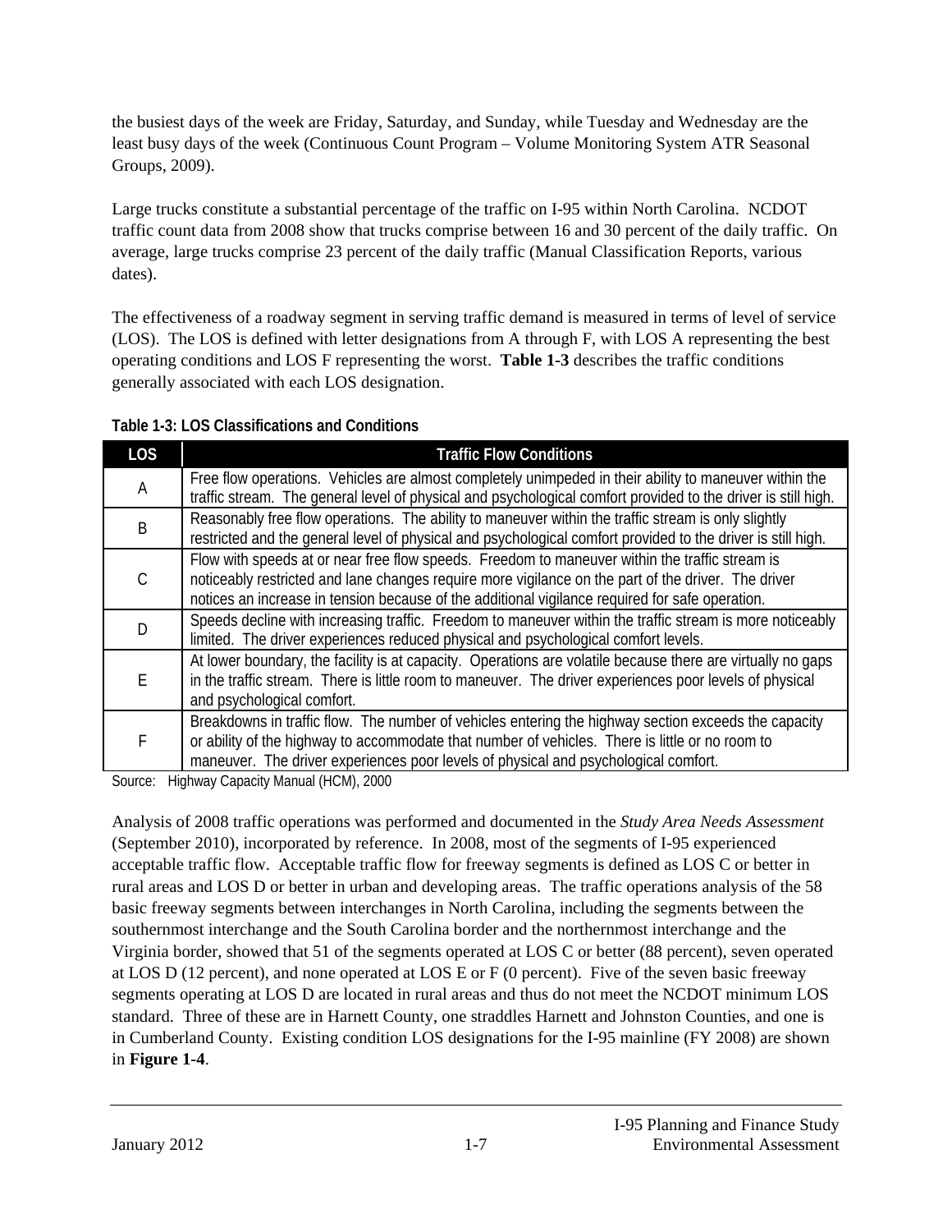the busiest days of the week are Friday, Saturday, and Sunday, while Tuesday and Wednesday are the least busy days of the week (Continuous Count Program – Volume Monitoring System ATR Seasonal Groups, 2009).

Large trucks constitute a substantial percentage of the traffic on I-95 within North Carolina. NCDOT traffic count data from 2008 show that trucks comprise between 16 and 30 percent of the daily traffic. On average, large trucks comprise 23 percent of the daily traffic (Manual Classification Reports, various dates).

The effectiveness of a roadway segment in serving traffic demand is measured in terms of level of service (LOS). The LOS is defined with letter designations from A through F, with LOS A representing the best operating conditions and LOS F representing the worst. **Table 1-3** describes the traffic conditions generally associated with each LOS designation.

**Table 1-3: LOS Classifications and Conditions**

| LOS | Traffic Flow Conditions |
|---|---|
| A | Free flow operations. Vehicles are almost completely unimpeded in their ability to maneuver within the traffic stream. The general level of physical and psychological comfort provided to the driver is still high. |
| B | Reasonably free flow operations. The ability to maneuver within the traffic stream is only slightly restricted and the general level of physical and psychological comfort provided to the driver is still high. |
| C | Flow with speeds at or near free flow speeds. Freedom to maneuver within the traffic stream is noticeably restricted and lane changes require more vigilance on the part of the driver. The driver notices an increase in tension because of the additional vigilance required for safe operation. |
| D | Speeds decline with increasing traffic. Freedom to maneuver within the traffic stream is more noticeably limited. The driver experiences reduced physical and psychological comfort levels. |
| E | At lower boundary, the facility is at capacity. Operations are volatile because there are virtually no gaps in the traffic stream. There is little room to maneuver. The driver experiences poor levels of physical and psychological comfort. |
| F | Breakdowns in traffic flow. The number of vehicles entering the highway section exceeds the capacity or ability of the highway to accommodate that number of vehicles. There is little or no room to maneuver. The driver experiences poor levels of physical and psychological comfort. |

Source: Highway Capacity Manual (HCM), 2000

Analysis of 2008 traffic operations was performed and documented in the *Study Area Needs Assessment* (September 2010), incorporated by reference. In 2008, most of the segments of I-95 experienced acceptable traffic flow. Acceptable traffic flow for freeway segments is defined as LOS C or better in rural areas and LOS D or better in urban and developing areas. The traffic operations analysis of the 58 basic freeway segments between interchanges in North Carolina, including the segments between the southernmost interchange and the South Carolina border and the northernmost interchange and the Virginia border, showed that 51 of the segments operated at LOS C or better (88 percent), seven operated at LOS D (12 percent), and none operated at LOS E or F (0 percent). Five of the seven basic freeway segments operating at LOS D are located in rural areas and thus do not meet the NCDOT minimum LOS standard. Three of these are in Harnett County, one straddles Harnett and Johnston Counties, and one is in Cumberland County. Existing condition LOS designations for the I-95 mainline (FY 2008) are shown in **Figure 1-4**.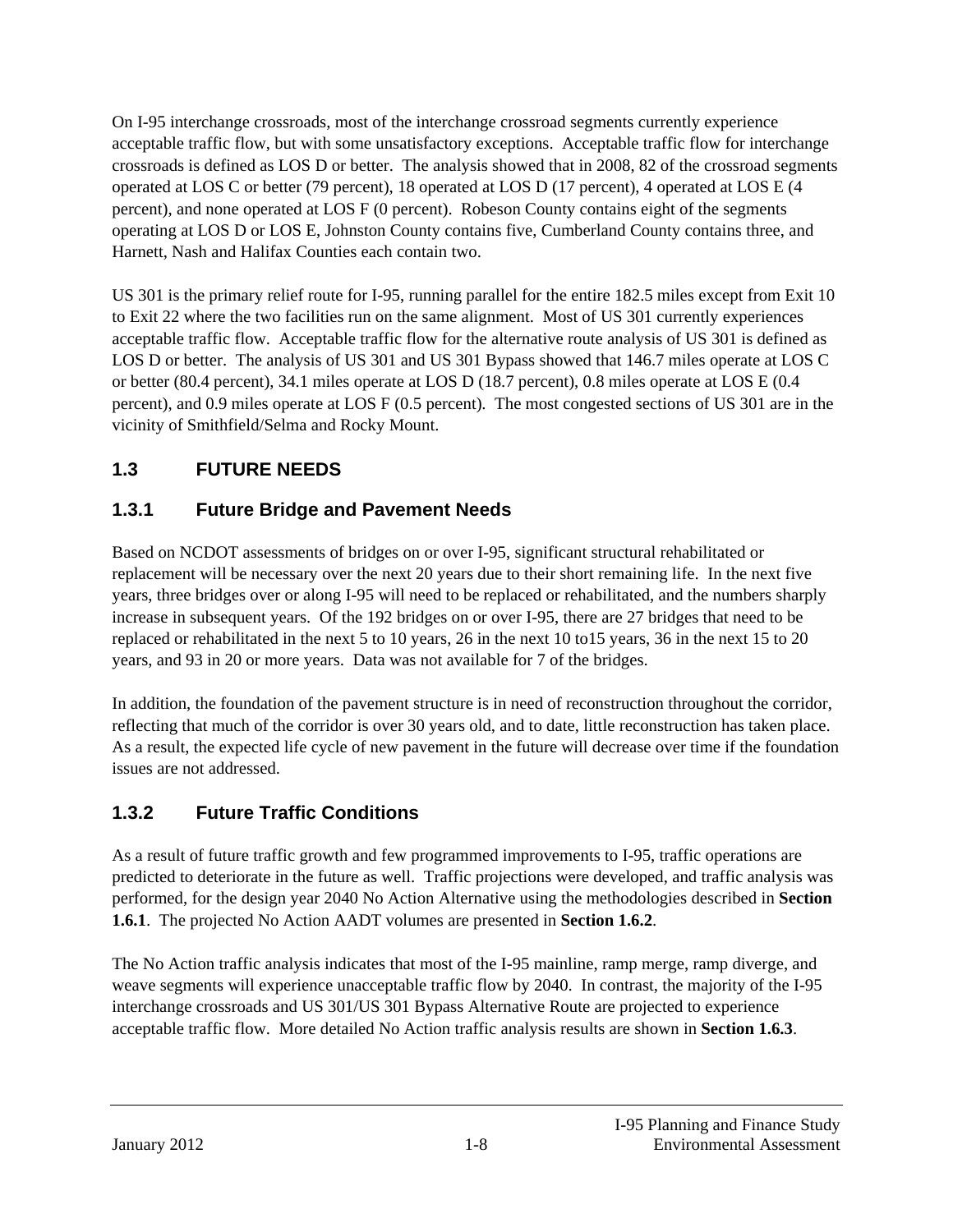On I-95 interchange crossroads, most of the interchange crossroad segments currently experience acceptable traffic flow, but with some unsatisfactory exceptions. Acceptable traffic flow for interchange crossroads is defined as LOS D or better. The analysis showed that in 2008, 82 of the crossroad segments operated at LOS C or better (79 percent), 18 operated at LOS D (17 percent), 4 operated at LOS E (4 percent), and none operated at LOS F (0 percent). Robeson County contains eight of the segments operating at LOS D or LOS E, Johnston County contains five, Cumberland County contains three, and Harnett, Nash and Halifax Counties each contain two.

US 301 is the primary relief route for I-95, running parallel for the entire 182.5 miles except from Exit 10 to Exit 22 where the two facilities run on the same alignment. Most of US 301 currently experiences acceptable traffic flow. Acceptable traffic flow for the alternative route analysis of US 301 is defined as LOS D or better. The analysis of US 301 and US 301 Bypass showed that 146.7 miles operate at LOS C or better (80.4 percent), 34.1 miles operate at LOS D (18.7 percent), 0.8 miles operate at LOS E (0.4 percent), and 0.9 miles operate at LOS F (0.5 percent). The most congested sections of US 301 are in the vicinity of Smithfield/Selma and Rocky Mount.

## 1.3 FUTURE NEEDS

### 1.3.1 Future Bridge and Pavement Needs

Based on NCDOT assessments of bridges on or over I-95, significant structural rehabilitated or replacement will be necessary over the next 20 years due to their short remaining life. In the next five years, three bridges over or along I-95 will need to be replaced or rehabilitated, and the numbers sharply increase in subsequent years. Of the 192 bridges on or over I-95, there are 27 bridges that need to be replaced or rehabilitated in the next 5 to 10 years, 26 in the next 10 to15 years, 36 in the next 15 to 20 years, and 93 in 20 or more years. Data was not available for 7 of the bridges.

In addition, the foundation of the pavement structure is in need of reconstruction throughout the corridor, reflecting that much of the corridor is over 30 years old, and to date, little reconstruction has taken place. As a result, the expected life cycle of new pavement in the future will decrease over time if the foundation issues are not addressed.

### 1.3.2 Future Traffic Conditions

As a result of future traffic growth and few programmed improvements to I-95, traffic operations are predicted to deteriorate in the future as well. Traffic projections were developed, and traffic analysis was performed, for the design year 2040 No Action Alternative using the methodologies described in **Section 1.6.1**. The projected No Action AADT volumes are presented in **Section 1.6.2**.

The No Action traffic analysis indicates that most of the I-95 mainline, ramp merge, ramp diverge, and weave segments will experience unacceptable traffic flow by 2040. In contrast, the majority of the I-95 interchange crossroads and US 301/US 301 Bypass Alternative Route are projected to experience acceptable traffic flow. More detailed No Action traffic analysis results are shown in **Section 1.6.3**.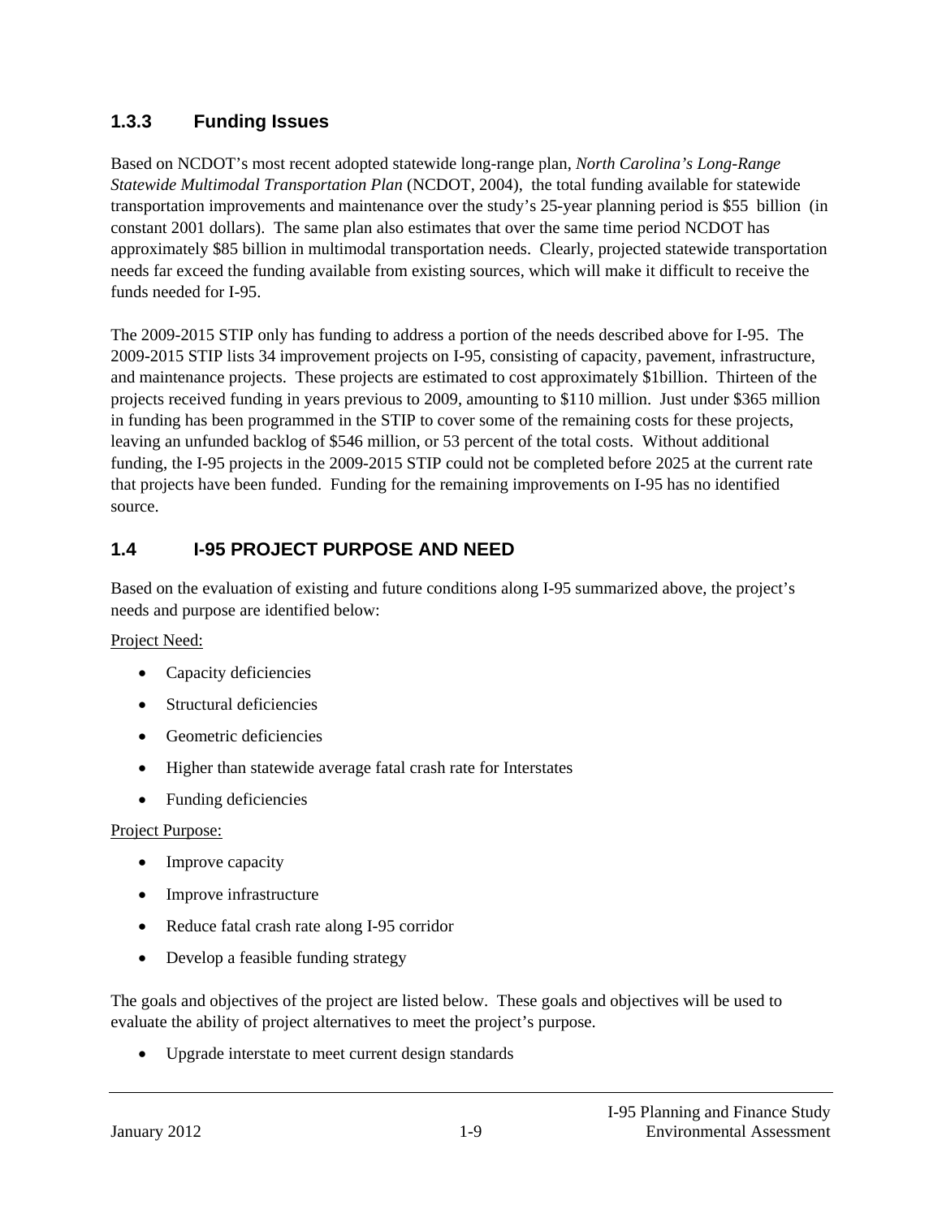### 1.3.3 Funding Issues

Based on NCDOT's most recent adopted statewide long-range plan, *North Carolina's Long-Range Statewide Multimodal Transportation Plan* (NCDOT, 2004), the total funding available for statewide transportation improvements and maintenance over the study's 25-year planning period is $55 billion (in constant 2001 dollars). The same plan also estimates that over the same time period NCDOT has approximately $85 billion in multimodal transportation needs. Clearly, projected statewide transportation needs far exceed the funding available from existing sources, which will make it difficult to receive the funds needed for I-95.

The 2009-2015 STIP only has funding to address a portion of the needs described above for I-95. The 2009-2015 STIP lists 34 improvement projects on I-95, consisting of capacity, pavement, infrastructure, and maintenance projects. These projects are estimated to cost approximately $1billion. Thirteen of the projects received funding in years previous to 2009, amounting to $110 million. Just under $365 million in funding has been programmed in the STIP to cover some of the remaining costs for these projects, leaving an unfunded backlog of $546 million, or 53 percent of the total costs. Without additional funding, the I-95 projects in the 2009-2015 STIP could not be completed before 2025 at the current rate that projects have been funded. Funding for the remaining improvements on I-95 has no identified source.

## 1.4 I-95 PROJECT PURPOSE AND NEED

Based on the evaluation of existing and future conditions along I-95 summarized above, the project's needs and purpose are identified below:

<u>Project Need:</u>

- Capacity deficiencies
- Structural deficiencies
- Geometric deficiencies
- Higher than statewide average fatal crash rate for Interstates
- Funding deficiencies

<u>Project Purpose:</u>

- Improve capacity
- Improve infrastructure
- Reduce fatal crash rate along I-95 corridor
- Develop a feasible funding strategy

The goals and objectives of the project are listed below. These goals and objectives will be used to evaluate the ability of project alternatives to meet the project's purpose.

- Upgrade interstate to meet current design standards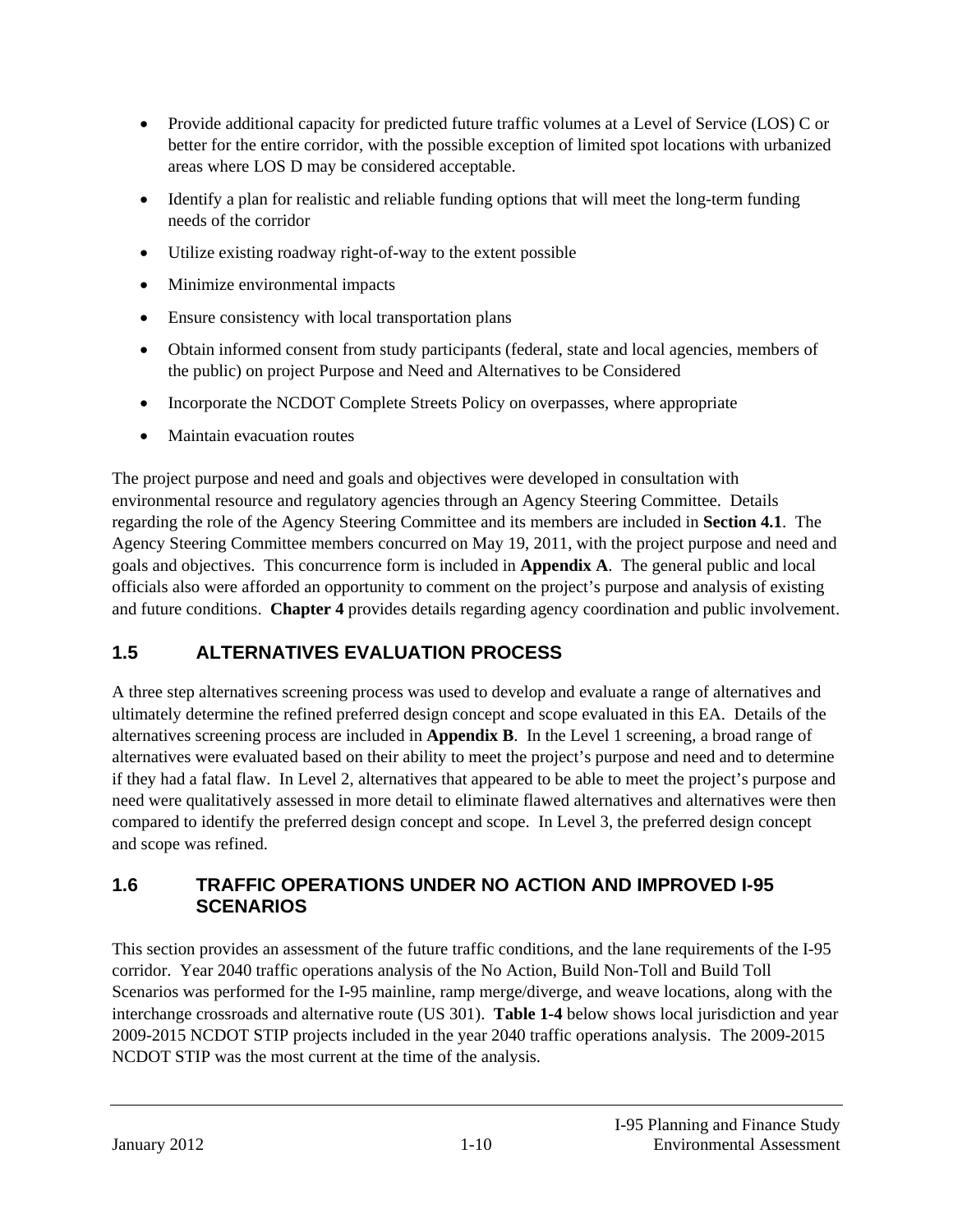- Provide additional capacity for predicted future traffic volumes at a Level of Service (LOS) C or better for the entire corridor, with the possible exception of limited spot locations with urbanized areas where LOS D may be considered acceptable.
- Identify a plan for realistic and reliable funding options that will meet the long-term funding needs of the corridor
- Utilize existing roadway right-of-way to the extent possible
- Minimize environmental impacts
- Ensure consistency with local transportation plans
- Obtain informed consent from study participants (federal, state and local agencies, members of the public) on project Purpose and Need and Alternatives to be Considered
- Incorporate the NCDOT Complete Streets Policy on overpasses, where appropriate
- Maintain evacuation routes

The project purpose and need and goals and objectives were developed in consultation with environmental resource and regulatory agencies through an Agency Steering Committee. Details regarding the role of the Agency Steering Committee and its members are included in **Section 4.1**. The Agency Steering Committee members concurred on May 19, 2011, with the project purpose and need and goals and objectives. This concurrence form is included in **Appendix A**. The general public and local officials also were afforded an opportunity to comment on the project's purpose and analysis of existing and future conditions. **Chapter 4** provides details regarding agency coordination and public involvement.

## 1.5 ALTERNATIVES EVALUATION PROCESS

A three step alternatives screening process was used to develop and evaluate a range of alternatives and ultimately determine the refined preferred design concept and scope evaluated in this EA. Details of the alternatives screening process are included in **Appendix B**. In the Level 1 screening, a broad range of alternatives were evaluated based on their ability to meet the project's purpose and need and to determine if they had a fatal flaw. In Level 2, alternatives that appeared to be able to meet the project's purpose and need were qualitatively assessed in more detail to eliminate flawed alternatives and alternatives were then compared to identify the preferred design concept and scope. In Level 3, the preferred design concept and scope was refined.

## 1.6 TRAFFIC OPERATIONS UNDER NO ACTION AND IMPROVED I-95 SCENARIOS

This section provides an assessment of the future traffic conditions, and the lane requirements of the I-95 corridor. Year 2040 traffic operations analysis of the No Action, Build Non-Toll and Build Toll Scenarios was performed for the I-95 mainline, ramp merge/diverge, and weave locations, along with the interchange crossroads and alternative route (US 301). **Table 1-4** below shows local jurisdiction and year 2009-2015 NCDOT STIP projects included in the year 2040 traffic operations analysis. The 2009-2015 NCDOT STIP was the most current at the time of the analysis.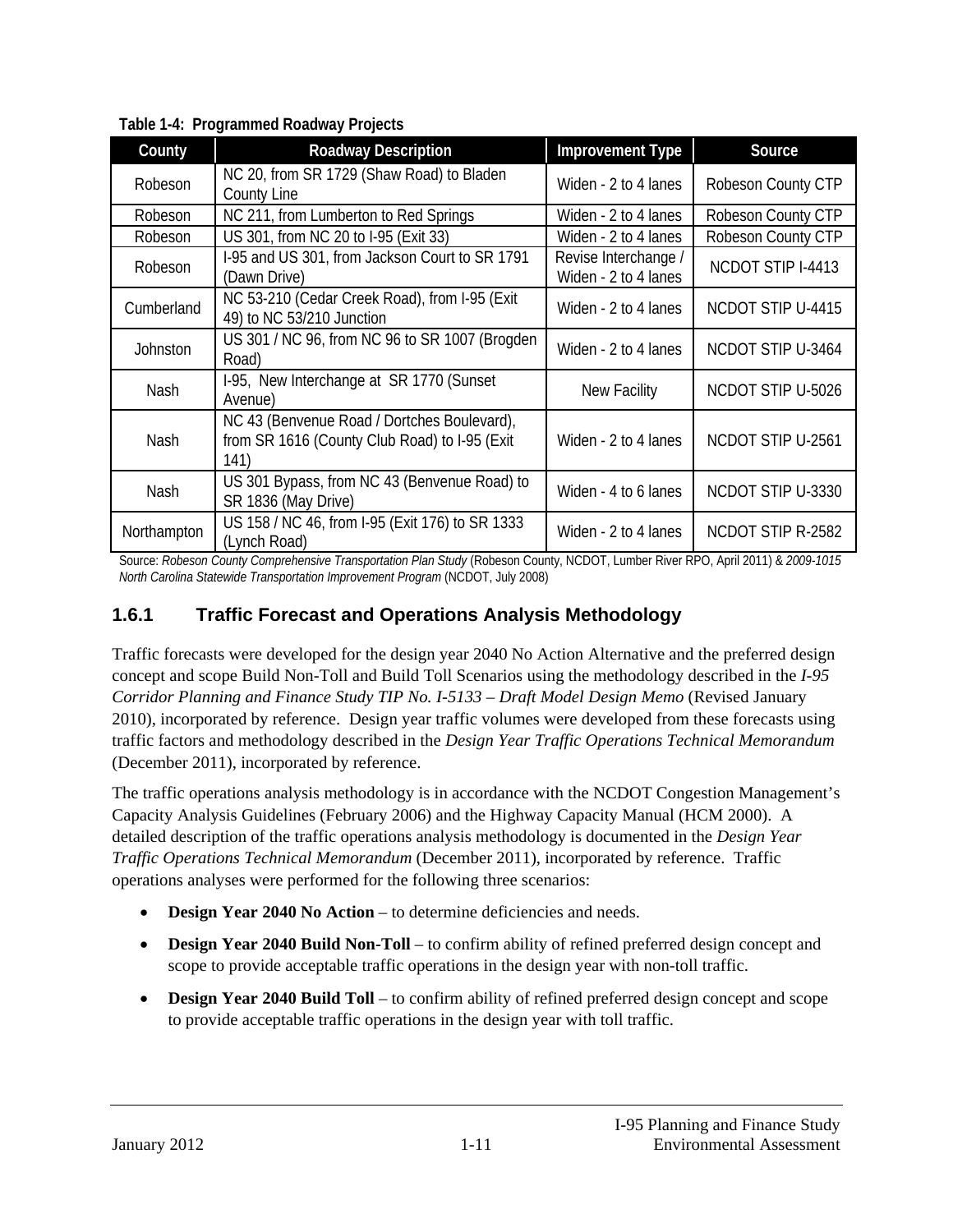**Table 1-4: Programmed Roadway Projects**

| County | Roadway Description | Improvement Type | Source |
|---|---|---|---|
| Robeson | NC 20, from SR 1729 (Shaw Road) to Bladen County Line | Widen - 2 to 4 lanes | Robeson County CTP |
| Robeson | NC 211, from Lumberton to Red Springs | Widen - 2 to 4 lanes | Robeson County CTP |
| Robeson | US 301, from NC 20 to I-95 (Exit 33) | Widen - 2 to 4 lanes | Robeson County CTP |
| Robeson | I-95 and US 301, from Jackson Court to SR 1791 (Dawn Drive) | Revise Interchange / Widen - 2 to 4 lanes | NCDOT STIP I-4413 |
| Cumberland | NC 53-210 (Cedar Creek Road), from I-95 (Exit 49) to NC 53/210 Junction | Widen - 2 to 4 lanes | NCDOT STIP U-4415 |
| Johnston | US 301 / NC 96, from NC 96 to SR 1007 (Brogden Road) | Widen - 2 to 4 lanes | NCDOT STIP U-3464 |
| Nash | I-95, New Interchange at SR 1770 (Sunset Avenue) | New Facility | NCDOT STIP U-5026 |
| Nash | NC 43 (Benvenue Road / Dortches Boulevard), from SR 1616 (County Club Road) to I-95 (Exit 141) | Widen - 2 to 4 lanes | NCDOT STIP U-2561 |
| Nash | US 301 Bypass, from NC 43 (Benvenue Road) to SR 1836 (May Drive) | Widen - 4 to 6 lanes | NCDOT STIP U-3330 |
| Northampton | US 158 / NC 46, from I-95 (Exit 176) to SR 1333 (Lynch Road) | Widen - 2 to 4 lanes | NCDOT STIP R-2582 |

Source: *Robeson County Comprehensive Transportation Plan Study* (Robeson County, NCDOT, Lumber River RPO, April 2011) & *2009-1015 North Carolina Statewide Transportation Improvement Program* (NCDOT, July 2008)

### 1.6.1 Traffic Forecast and Operations Analysis Methodology

Traffic forecasts were developed for the design year 2040 No Action Alternative and the preferred design concept and scope Build Non-Toll and Build Toll Scenarios using the methodology described in the *I-95 Corridor Planning and Finance Study TIP No. I-5133 – Draft Model Design Memo* (Revised January 2010), incorporated by reference. Design year traffic volumes were developed from these forecasts using traffic factors and methodology described in the *Design Year Traffic Operations Technical Memorandum* (December 2011), incorporated by reference.

The traffic operations analysis methodology is in accordance with the NCDOT Congestion Management's Capacity Analysis Guidelines (February 2006) and the Highway Capacity Manual (HCM 2000). A detailed description of the traffic operations analysis methodology is documented in the *Design Year Traffic Operations Technical Memorandum* (December 2011), incorporated by reference. Traffic operations analyses were performed for the following three scenarios:

- **Design Year 2040 No Action** – to determine deficiencies and needs.
- **Design Year 2040 Build Non-Toll** – to confirm ability of refined preferred design concept and scope to provide acceptable traffic operations in the design year with non-toll traffic.
- **Design Year 2040 Build Toll** – to confirm ability of refined preferred design concept and scope to provide acceptable traffic operations in the design year with toll traffic.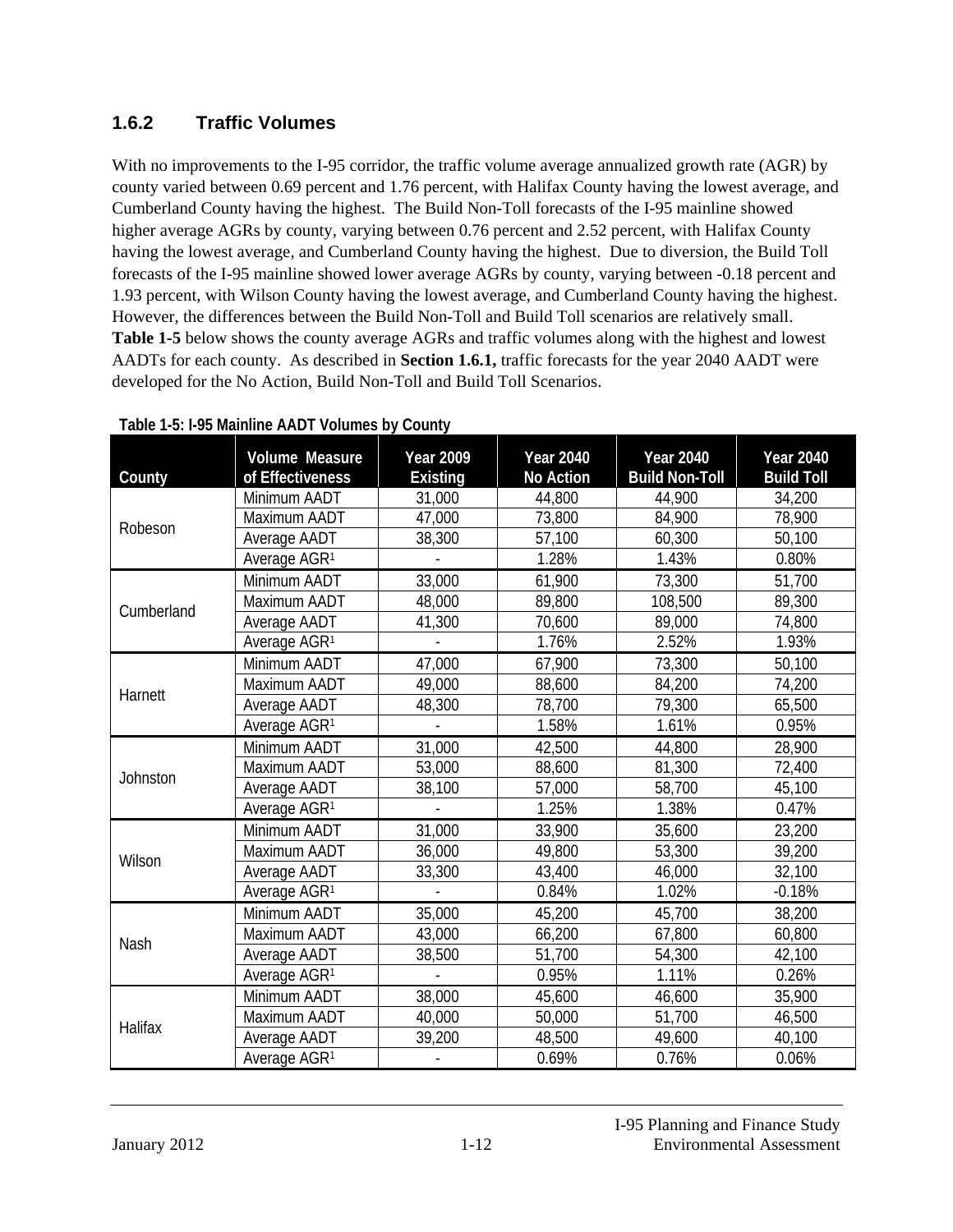### 1.6.2 Traffic Volumes

With no improvements to the I-95 corridor, the traffic volume average annualized growth rate (AGR) by county varied between 0.69 percent and 1.76 percent, with Halifax County having the lowest average, and Cumberland County having the highest. The Build Non-Toll forecasts of the I-95 mainline showed higher average AGRs by county, varying between 0.76 percent and 2.52 percent, with Halifax County having the lowest average, and Cumberland County having the highest. Due to diversion, the Build Toll forecasts of the I-95 mainline showed lower average AGRs by county, varying between -0.18 percent and 1.93 percent, with Wilson County having the lowest average, and Cumberland County having the highest. However, the differences between the Build Non-Toll and Build Toll scenarios are relatively small. **Table 1-5** below shows the county average AGRs and traffic volumes along with the highest and lowest AADTs for each county. As described in **Section 1.6.1,** traffic forecasts for the year 2040 AADT were developed for the No Action, Build Non-Toll and Build Toll Scenarios.

**Table 1-5: I-95 Mainline AADT Volumes by County**

| County | Volume Measure of Effectiveness | Year 2009 Existing | Year 2040 No Action | Year 2040 Build Non-Toll | Year 2040 Build Toll |
|---|---|---|---|---|---|
| Robeson | Minimum AADT | 31,000 | 44,800 | 44,900 | 34,200 |
| | Maximum AADT | 47,000 | 73,800 | 84,900 | 78,900 |
| | Average AADT | 38,300 | 57,100 | 60,300 | 50,100 |
| | Average AGR[1] | - | 1.28% | 1.43% | 0.80% |
| Cumberland | Minimum AADT | 33,000 | 61,900 | 73,300 | 51,700 |
| | Maximum AADT | 48,000 | 89,800 | 108,500 | 89,300 |
| | Average AADT | 41,300 | 70,600 | 89,000 | 74,800 |
| | Average AGR[1] | - | 1.76% | 2.52% | 1.93% |
| Harnett | Minimum AADT | 47,000 | 67,900 | 73,300 | 50,100 |
| | Maximum AADT | 49,000 | 88,600 | 84,200 | 74,200 |
| | Average AADT | 48,300 | 78,700 | 79,300 | 65,500 |
| | Average AGR[1] | - | 1.58% | 1.61% | 0.95% |
| Johnston | Minimum AADT | 31,000 | 42,500 | 44,800 | 28,900 |
| | Maximum AADT | 53,000 | 88,600 | 81,300 | 72,400 |
| | Average AADT | 38,100 | 57,000 | 58,700 | 45,100 |
| | Average AGR[1] | - | 1.25% | 1.38% | 0.47% |
| Wilson | Minimum AADT | 31,000 | 33,900 | 35,600 | 23,200 |
| | Maximum AADT | 36,000 | 49,800 | 53,300 | 39,200 |
| | Average AADT | 33,300 | 43,400 | 46,000 | 32,100 |
| | Average AGR[1] | - | 0.84% | 1.02% | -0.18% |
| Nash | Minimum AADT | 35,000 | 45,200 | 45,700 | 38,200 |
| | Maximum AADT | 43,000 | 66,200 | 67,800 | 60,800 |
| | Average AADT | 38,500 | 51,700 | 54,300 | 42,100 |
| | Average AGR[1] | - | 0.95% | 1.11% | 0.26% |
| Halifax | Minimum AADT | 38,000 | 45,600 | 46,600 | 35,900 |
| | Maximum AADT | 40,000 | 50,000 | 51,700 | 46,500 |
| | Average AADT | 39,200 | 48,500 | 49,600 | 40,100 |
| | Average AGR[1] | - | 0.69% | 0.76% | 0.06% |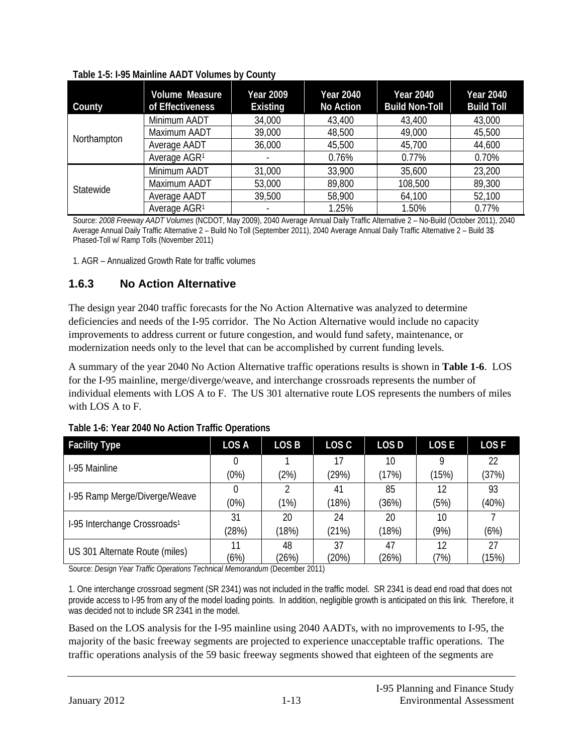**Table 1-5: I-95 Mainline AADT Volumes by County**

| County | Volume Measure of Effectiveness | Year 2009 Existing | Year 2040 No Action | Year 2040 Build Non-Toll | Year 2040 Build Toll |
|---|---|---|---|---|---|
| Northampton | Minimum AADT | 34,000 | 43,400 | 43,400 | 43,000 |
| | Maximum AADT | 39,000 | 48,500 | 49,000 | 45,500 |
| | Average AADT | 36,000 | 45,500 | 45,700 | 44,600 |
| | Average AGR[1] | - | 0.76% | 0.77% | 0.70% |
| Statewide | Minimum AADT | 31,000 | 33,900 | 35,600 | 23,200 |
| | Maximum AADT | 53,000 | 89,800 | 108,500 | 89,300 |
| | Average AADT | 39,500 | 58,900 | 64,100 | 52,100 |
| | Average AGR[1] | - | 1.25% | 1.50% | 0.77% |

Source: *2008 Freeway AADT Volumes* (NCDOT, May 2009), 2040 Average Annual Daily Traffic Alternative 2 – No-Build (October 2011), 2040 Average Annual Daily Traffic Alternative 2 – Build No Toll (September 2011), 2040 Average Annual Daily Traffic Alternative 2 – Build 3$ Phased-Toll w/ Ramp Tolls (November 2011)

1. AGR – Annualized Growth Rate for traffic volumes

### 1.6.3 No Action Alternative

The design year 2040 traffic forecasts for the No Action Alternative was analyzed to determine deficiencies and needs of the I-95 corridor. The No Action Alternative would include no capacity improvements to address current or future congestion, and would fund safety, maintenance, or modernization needs only to the level that can be accomplished by current funding levels.

A summary of the year 2040 No Action Alternative traffic operations results is shown in **Table 1-6**. LOS for the I-95 mainline, merge/diverge/weave, and interchange crossroads represents the number of individual elements with LOS A to F. The US 301 alternative route LOS represents the numbers of miles with LOS A to F.

**Table 1-6: Year 2040 No Action Traffic Operations**

| Facility Type | LOS A | LOS B | LOS C | LOS D | LOS E | LOS F |
|---|---|---|---|---|---|---|
| I-95 Mainline | 0 (0%) | 1 (2%) | 17 (29%) | 10 (17%) | 9 (15%) | 22 (37%) |
| I-95 Ramp Merge/Diverge/Weave | 0 (0%) | 2 (1%) | 41 (18%) | 85 (36%) | 12 (5%) | 93 (40%) |
| I-95 Interchange Crossroads[1] | 31 (28%) | 20 (18%) | 24 (21%) | 20 (18%) | 10 (9%) | 7 (6%) |
| US 301 Alternate Route (miles) | 11 (6%) | 48 (26%) | 37 (20%) | 47 (26%) | 12 (7%) | 27 (15%) |

Source: *Design Year Traffic Operations Technical Memorandum* (December 2011)

1. One interchange crossroad segment (SR 2341) was not included in the traffic model. SR 2341 is dead end road that does not provide access to I-95 from any of the model loading points. In addition, negligible growth is anticipated on this link. Therefore, it was decided not to include SR 2341 in the model.

Based on the LOS analysis for the I-95 mainline using 2040 AADTs, with no improvements to I-95, the majority of the basic freeway segments are projected to experience unacceptable traffic operations. The traffic operations analysis of the 59 basic freeway segments showed that eighteen of the segments are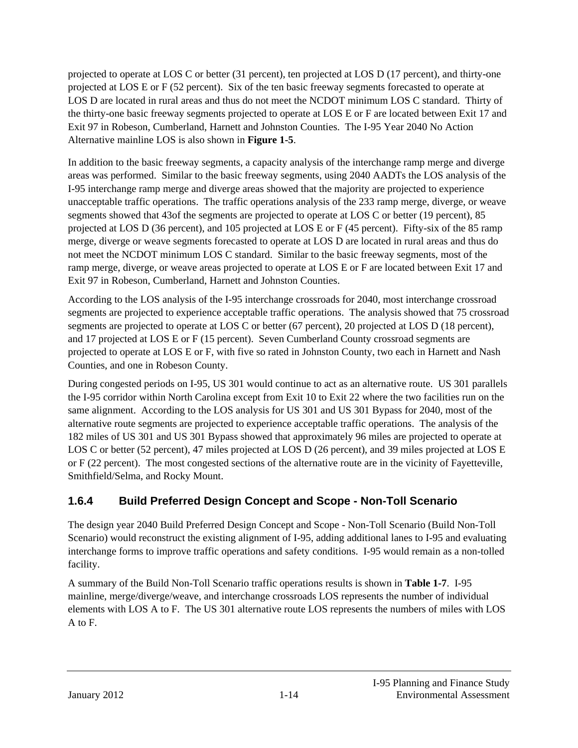projected to operate at LOS C or better (31 percent), ten projected at LOS D (17 percent), and thirty-one projected at LOS E or F (52 percent). Six of the ten basic freeway segments forecasted to operate at LOS D are located in rural areas and thus do not meet the NCDOT minimum LOS C standard. Thirty of the thirty-one basic freeway segments projected to operate at LOS E or F are located between Exit 17 and Exit 97 in Robeson, Cumberland, Harnett and Johnston Counties. The I-95 Year 2040 No Action Alternative mainline LOS is also shown in **Figure 1-5**.

In addition to the basic freeway segments, a capacity analysis of the interchange ramp merge and diverge areas was performed. Similar to the basic freeway segments, using 2040 AADTs the LOS analysis of the I-95 interchange ramp merge and diverge areas showed that the majority are projected to experience unacceptable traffic operations. The traffic operations analysis of the 233 ramp merge, diverge, or weave segments showed that 43of the segments are projected to operate at LOS C or better (19 percent), 85 projected at LOS D (36 percent), and 105 projected at LOS E or F (45 percent). Fifty-six of the 85 ramp merge, diverge or weave segments forecasted to operate at LOS D are located in rural areas and thus do not meet the NCDOT minimum LOS C standard. Similar to the basic freeway segments, most of the ramp merge, diverge, or weave areas projected to operate at LOS E or F are located between Exit 17 and Exit 97 in Robeson, Cumberland, Harnett and Johnston Counties.

According to the LOS analysis of the I-95 interchange crossroads for 2040, most interchange crossroad segments are projected to experience acceptable traffic operations. The analysis showed that 75 crossroad segments are projected to operate at LOS C or better (67 percent), 20 projected at LOS D (18 percent), and 17 projected at LOS E or F (15 percent). Seven Cumberland County crossroad segments are projected to operate at LOS E or F, with five so rated in Johnston County, two each in Harnett and Nash Counties, and one in Robeson County.

During congested periods on I-95, US 301 would continue to act as an alternative route. US 301 parallels the I-95 corridor within North Carolina except from Exit 10 to Exit 22 where the two facilities run on the same alignment. According to the LOS analysis for US 301 and US 301 Bypass for 2040, most of the alternative route segments are projected to experience acceptable traffic operations. The analysis of the 182 miles of US 301 and US 301 Bypass showed that approximately 96 miles are projected to operate at LOS C or better (52 percent), 47 miles projected at LOS D (26 percent), and 39 miles projected at LOS E or F (22 percent). The most congested sections of the alternative route are in the vicinity of Fayetteville, Smithfield/Selma, and Rocky Mount.

### 1.6.4 Build Preferred Design Concept and Scope - Non-Toll Scenario

The design year 2040 Build Preferred Design Concept and Scope - Non-Toll Scenario (Build Non-Toll Scenario) would reconstruct the existing alignment of I-95, adding additional lanes to I-95 and evaluating interchange forms to improve traffic operations and safety conditions. I-95 would remain as a non-tolled facility.

A summary of the Build Non-Toll Scenario traffic operations results is shown in **Table 1-7**. I-95 mainline, merge/diverge/weave, and interchange crossroads LOS represents the number of individual elements with LOS A to F. The US 301 alternative route LOS represents the numbers of miles with LOS A to F.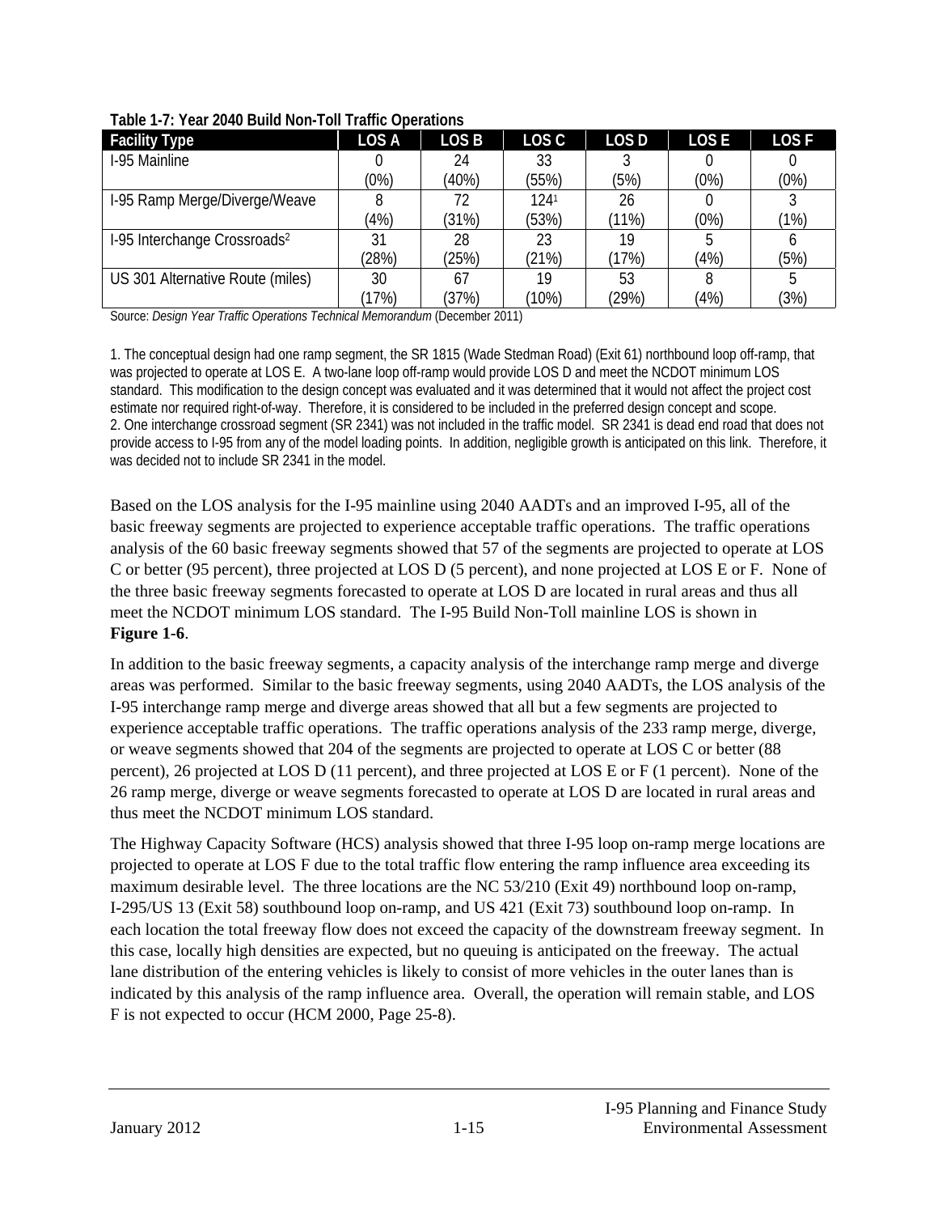**Table 1-7: Year 2040 Build Non-Toll Traffic Operations**

| Facility Type | LOS A | LOS B | LOS C | LOS D | LOS E | LOS F |
|---|---|---|---|---|---|---|
| I-95 Mainline | 0 (0%) | 24 (40%) | 33 (55%) | 3 (5%) | 0 (0%) | 0 (0%) |
| I-95 Ramp Merge/Diverge/Weave | 8 (4%) | 72 (31%) | 124[1] (53%) | 26 (11%) | 0 (0%) | 3 (1%) |
| I-95 Interchange Crossroads[2] | 31 (28%) | 28 (25%) | 23 (21%) | 19 (17%) | 5 (4%) | 6 (5%) |
| US 301 Alternative Route (miles) | 30 (17%) | 67 (37%) | 19 (10%) | 53 (29%) | 8 (4%) | 5 (3%) |

Source: *Design Year Traffic Operations Technical Memorandum* (December 2011)

1. The conceptual design had one ramp segment, the SR 1815 (Wade Stedman Road) (Exit 61) northbound loop off-ramp, that was projected to operate at LOS E. A two-lane loop off-ramp would provide LOS D and meet the NCDOT minimum LOS standard. This modification to the design concept was evaluated and it was determined that it would not affect the project cost estimate nor required right-of-way. Therefore, it is considered to be included in the preferred design concept and scope.
2. One interchange crossroad segment (SR 2341) was not included in the traffic model. SR 2341 is dead end road that does not provide access to I-95 from any of the model loading points. In addition, negligible growth is anticipated on this link. Therefore, it was decided not to include SR 2341 in the model.

Based on the LOS analysis for the I-95 mainline using 2040 AADTs and an improved I-95, all of the basic freeway segments are projected to experience acceptable traffic operations. The traffic operations analysis of the 60 basic freeway segments showed that 57 of the segments are projected to operate at LOS C or better (95 percent), three projected at LOS D (5 percent), and none projected at LOS E or F. None of the three basic freeway segments forecasted to operate at LOS D are located in rural areas and thus all meet the NCDOT minimum LOS standard. The I-95 Build Non-Toll mainline LOS is shown in **Figure 1-6**.

In addition to the basic freeway segments, a capacity analysis of the interchange ramp merge and diverge areas was performed. Similar to the basic freeway segments, using 2040 AADTs, the LOS analysis of the I-95 interchange ramp merge and diverge areas showed that all but a few segments are projected to experience acceptable traffic operations. The traffic operations analysis of the 233 ramp merge, diverge, or weave segments showed that 204 of the segments are projected to operate at LOS C or better (88 percent), 26 projected at LOS D (11 percent), and three projected at LOS E or F (1 percent). None of the 26 ramp merge, diverge or weave segments forecasted to operate at LOS D are located in rural areas and thus meet the NCDOT minimum LOS standard.

The Highway Capacity Software (HCS) analysis showed that three I-95 loop on-ramp merge locations are projected to operate at LOS F due to the total traffic flow entering the ramp influence area exceeding its maximum desirable level. The three locations are the NC 53/210 (Exit 49) northbound loop on-ramp, I-295/US 13 (Exit 58) southbound loop on-ramp, and US 421 (Exit 73) southbound loop on-ramp. In each location the total freeway flow does not exceed the capacity of the downstream freeway segment. In this case, locally high densities are expected, but no queuing is anticipated on the freeway. The actual lane distribution of the entering vehicles is likely to consist of more vehicles in the outer lanes than is indicated by this analysis of the ramp influence area. Overall, the operation will remain stable, and LOS F is not expected to occur (HCM 2000, Page 25-8).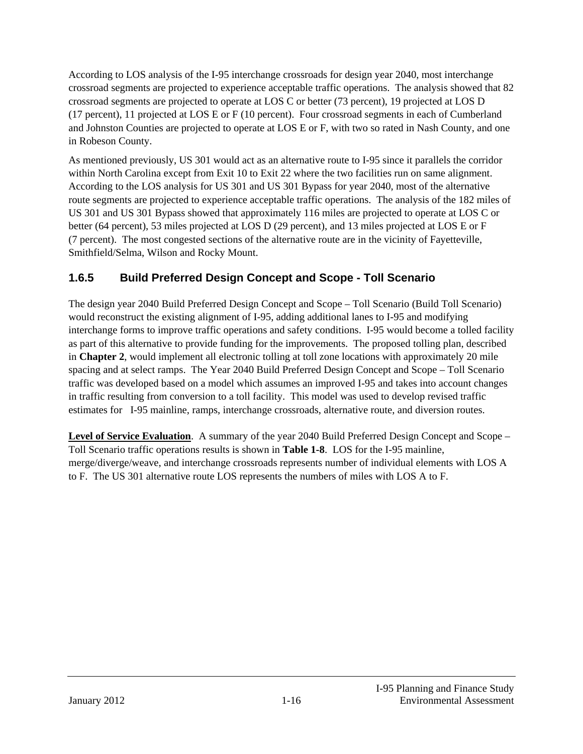According to LOS analysis of the I-95 interchange crossroads for design year 2040, most interchange crossroad segments are projected to experience acceptable traffic operations. The analysis showed that 82 crossroad segments are projected to operate at LOS C or better (73 percent), 19 projected at LOS D (17 percent), 11 projected at LOS E or F (10 percent). Four crossroad segments in each of Cumberland and Johnston Counties are projected to operate at LOS E or F, with two so rated in Nash County, and one in Robeson County.

As mentioned previously, US 301 would act as an alternative route to I-95 since it parallels the corridor within North Carolina except from Exit 10 to Exit 22 where the two facilities run on same alignment. According to the LOS analysis for US 301 and US 301 Bypass for year 2040, most of the alternative route segments are projected to experience acceptable traffic operations. The analysis of the 182 miles of US 301 and US 301 Bypass showed that approximately 116 miles are projected to operate at LOS C or better (64 percent), 53 miles projected at LOS D (29 percent), and 13 miles projected at LOS E or F (7 percent). The most congested sections of the alternative route are in the vicinity of Fayetteville, Smithfield/Selma, Wilson and Rocky Mount.

### 1.6.5 Build Preferred Design Concept and Scope - Toll Scenario

The design year 2040 Build Preferred Design Concept and Scope – Toll Scenario (Build Toll Scenario) would reconstruct the existing alignment of I-95, adding additional lanes to I-95 and modifying interchange forms to improve traffic operations and safety conditions. I-95 would become a tolled facility as part of this alternative to provide funding for the improvements. The proposed tolling plan, described in **Chapter 2**, would implement all electronic tolling at toll zone locations with approximately 20 mile spacing and at select ramps. The Year 2040 Build Preferred Design Concept and Scope – Toll Scenario traffic was developed based on a model which assumes an improved I-95 and takes into account changes in traffic resulting from conversion to a toll facility. This model was used to develop revised traffic estimates for I-95 mainline, ramps, interchange crossroads, alternative route, and diversion routes.

**Level of Service Evaluation**. A summary of the year 2040 Build Preferred Design Concept and Scope – Toll Scenario traffic operations results is shown in **Table 1-8**. LOS for the I-95 mainline, merge/diverge/weave, and interchange crossroads represents number of individual elements with LOS A to F. The US 301 alternative route LOS represents the numbers of miles with LOS A to F.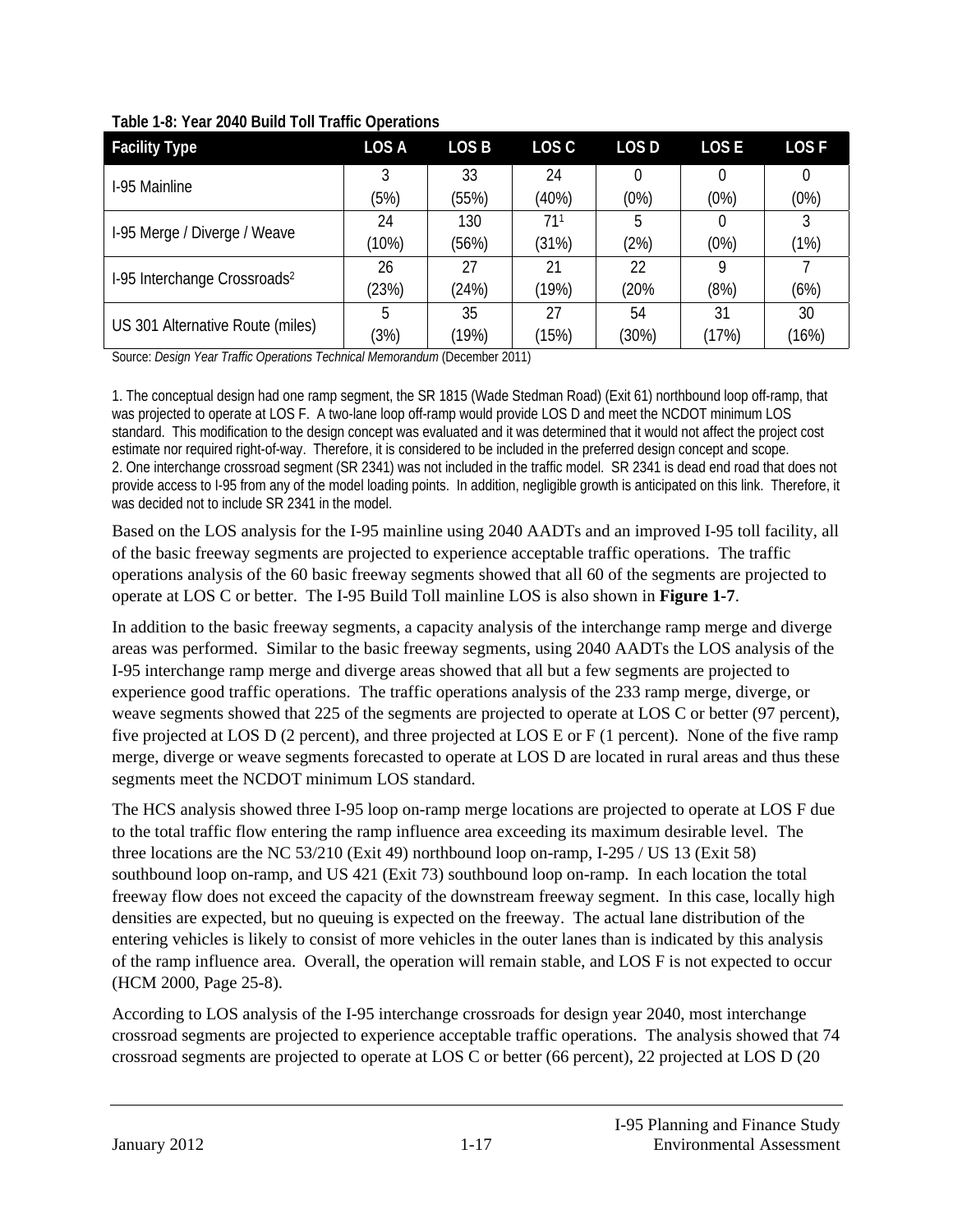**Table 1-8: Year 2040 Build Toll Traffic Operations**

| Facility Type | LOS A | LOS B | LOS C | LOS D | LOS E | LOS F |
|---|---|---|---|---|---|---|
| I-95 Mainline | 3 (5%) | 33 (55%) | 24 (40%) | 0 (0%) | 0 (0%) | 0 (0%) |
| I-95 Merge / Diverge / Weave | 24 (10%) | 130 (56%) | 71[1] (31%) | 5 (2%) | 0 (0%) | 3 (1%) |
| I-95 Interchange Crossroads[2] | 26 (23%) | 27 (24%) | 21 (19%) | 22 (20% | 9 (8%) | 7 (6%) |
| US 301 Alternative Route (miles) | 5 (3%) | 35 (19%) | 27 (15%) | 54 (30%) | 31 (17%) | 30 (16%) |

Source: *Design Year Traffic Operations Technical Memorandum* (December 2011)

1. The conceptual design had one ramp segment, the SR 1815 (Wade Stedman Road) (Exit 61) northbound loop off-ramp, that was projected to operate at LOS F. A two-lane loop off-ramp would provide LOS D and meet the NCDOT minimum LOS standard. This modification to the design concept was evaluated and it was determined that it would not affect the project cost estimate nor required right-of-way. Therefore, it is considered to be included in the preferred design concept and scope.
2. One interchange crossroad segment (SR 2341) was not included in the traffic model. SR 2341 is dead end road that does not provide access to I-95 from any of the model loading points. In addition, negligible growth is anticipated on this link. Therefore, it was decided not to include SR 2341 in the model.

Based on the LOS analysis for the I-95 mainline using 2040 AADTs and an improved I-95 toll facility, all of the basic freeway segments are projected to experience acceptable traffic operations. The traffic operations analysis of the 60 basic freeway segments showed that all 60 of the segments are projected to operate at LOS C or better. The I-95 Build Toll mainline LOS is also shown in **Figure 1-7**.

In addition to the basic freeway segments, a capacity analysis of the interchange ramp merge and diverge areas was performed. Similar to the basic freeway segments, using 2040 AADTs the LOS analysis of the I-95 interchange ramp merge and diverge areas showed that all but a few segments are projected to experience good traffic operations. The traffic operations analysis of the 233 ramp merge, diverge, or weave segments showed that 225 of the segments are projected to operate at LOS C or better (97 percent), five projected at LOS D (2 percent), and three projected at LOS E or F (1 percent). None of the five ramp merge, diverge or weave segments forecasted to operate at LOS D are located in rural areas and thus these segments meet the NCDOT minimum LOS standard.

The HCS analysis showed three I-95 loop on-ramp merge locations are projected to operate at LOS F due to the total traffic flow entering the ramp influence area exceeding its maximum desirable level. The three locations are the NC 53/210 (Exit 49) northbound loop on-ramp, I-295 / US 13 (Exit 58) southbound loop on-ramp, and US 421 (Exit 73) southbound loop on-ramp. In each location the total freeway flow does not exceed the capacity of the downstream freeway segment. In this case, locally high densities are expected, but no queuing is expected on the freeway. The actual lane distribution of the entering vehicles is likely to consist of more vehicles in the outer lanes than is indicated by this analysis of the ramp influence area. Overall, the operation will remain stable, and LOS F is not expected to occur (HCM 2000, Page 25-8).

According to LOS analysis of the I-95 interchange crossroads for design year 2040, most interchange crossroad segments are projected to experience acceptable traffic operations. The analysis showed that 74 crossroad segments are projected to operate at LOS C or better (66 percent), 22 projected at LOS D (20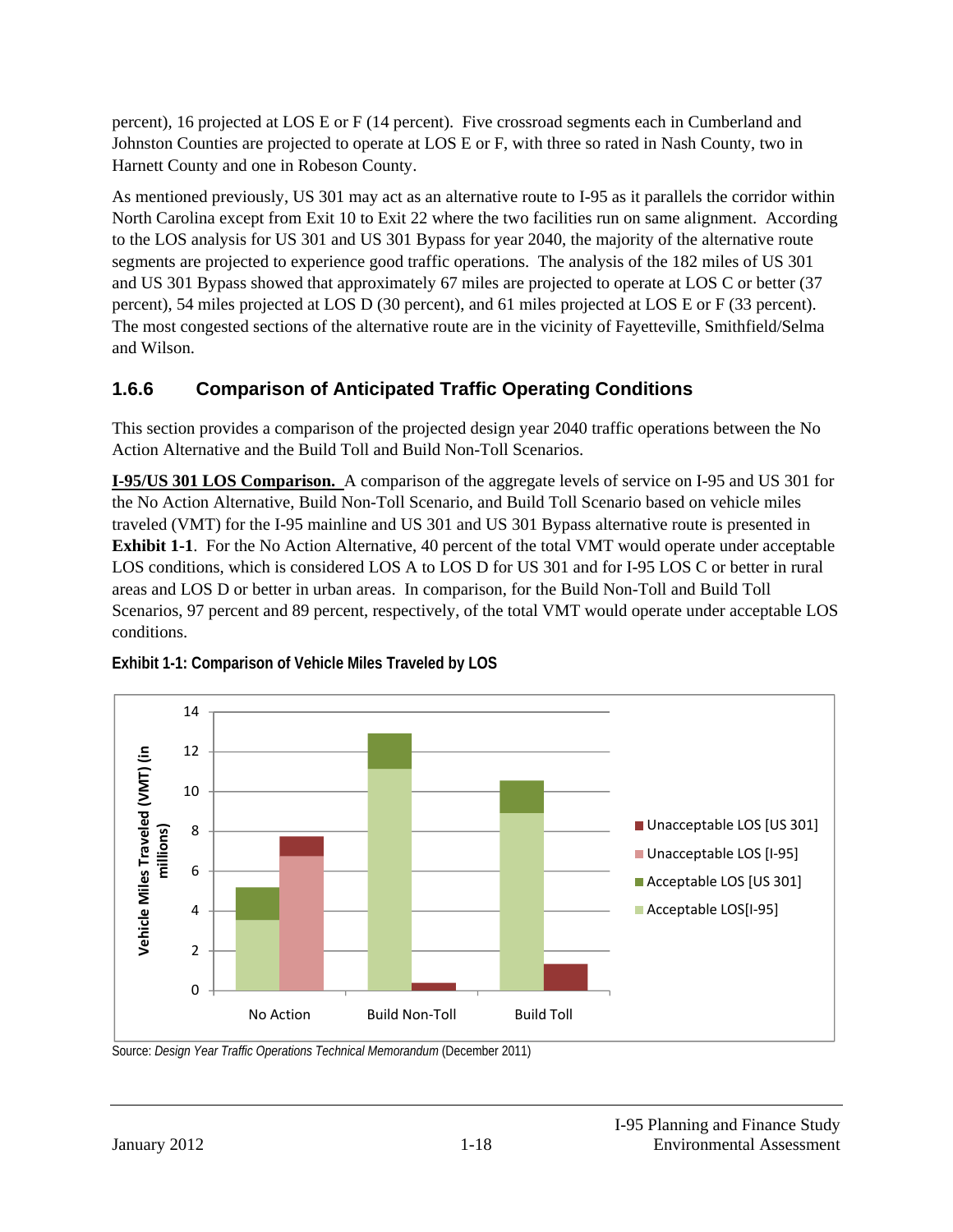percent), 16 projected at LOS E or F (14 percent). Five crossroad segments each in Cumberland and Johnston Counties are projected to operate at LOS E or F, with three so rated in Nash County, two in Harnett County and one in Robeson County.

As mentioned previously, US 301 may act as an alternative route to I-95 as it parallels the corridor within North Carolina except from Exit 10 to Exit 22 where the two facilities run on same alignment. According to the LOS analysis for US 301 and US 301 Bypass for year 2040, the majority of the alternative route segments are projected to experience good traffic operations. The analysis of the 182 miles of US 301 and US 301 Bypass showed that approximately 67 miles are projected to operate at LOS C or better (37 percent), 54 miles projected at LOS D (30 percent), and 61 miles projected at LOS E or F (33 percent). The most congested sections of the alternative route are in the vicinity of Fayetteville, Smithfield/Selma and Wilson.

### 1.6.6 Comparison of Anticipated Traffic Operating Conditions

This section provides a comparison of the projected design year 2040 traffic operations between the No Action Alternative and the Build Toll and Build Non-Toll Scenarios.

**I-95/US 301 LOS Comparison.** A comparison of the aggregate levels of service on I-95 and US 301 for the No Action Alternative, Build Non-Toll Scenario, and Build Toll Scenario based on vehicle miles traveled (VMT) for the I-95 mainline and US 301 and US 301 Bypass alternative route is presented in **Exhibit 1-1**. For the No Action Alternative, 40 percent of the total VMT would operate under acceptable LOS conditions, which is considered LOS A to LOS D for US 301 and for I-95 LOS C or better in rural areas and LOS D or better in urban areas. In comparison, for the Build Non-Toll and Build Toll Scenarios, 97 percent and 89 percent, respectively, of the total VMT would operate under acceptable LOS conditions.

**Exhibit 1-1: Comparison of Vehicle Miles Traveled by LOS**

Source: *Design Year Traffic Operations Technical Memorandum* (December 2011)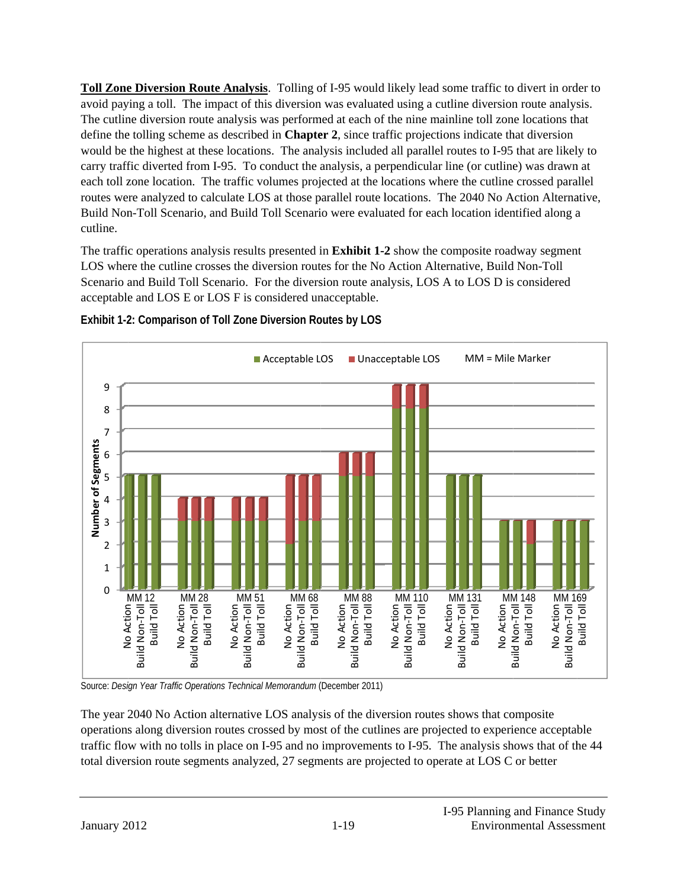**Toll Zone Diversion Route Analysis**. Tolling of I-95 would likely lead some traffic to divert in order to avoid paying a toll. The impact of this diversion was evaluated using a cutline diversion route analysis. The cutline diversion route analysis was performed at each of the nine mainline toll zone locations that define the tolling scheme as described in **Chapter 2**, since traffic projections indicate that diversion would be the highest at these locations. The analysis included all parallel routes to I-95 that are likely to carry traffic diverted from I-95. To conduct the analysis, a perpendicular line (or cutline) was drawn at each toll zone location. The traffic volumes projected at the locations where the cutline crossed parallel routes were analyzed to calculate LOS at those parallel route locations. The 2040 No Action Alternative, Build Non-Toll Scenario, and Build Toll Scenario were evaluated for each location identified along a cutline.

The traffic operations analysis results presented in **Exhibit 1-2** show the composite roadway segment LOS where the cutline crosses the diversion routes for the No Action Alternative, Build Non-Toll Scenario and Build Toll Scenario. For the diversion route analysis, LOS A to LOS D is considered acceptable and LOS E or LOS F is considered unacceptable.

**Exhibit 1-2: Comparison of Toll Zone Diversion Routes by LOS**

MM = Mile Marker

Number of Segments:

| Location | Scenario | Acceptable LOS | Unacceptable LOS |
|---|---|---|---|
| MM 12 | No Action | 5 | 0 |
| | Build Non-Toll | 5 | 0 |
| | Build Toll | 5 | 0 |
| MM 28 | No Action | 3 | 1 |
| | Build Non-Toll | 3 | 1 |
| | Build Toll | 3 | 1 |
| MM 51 | No Action | 3 | 1 |
| | Build Non-Toll | 3 | 1 |
| | Build Toll | 3 | 1 |
| MM 68 | No Action | 2 | 3 |
| | Build Non-Toll | 3 | 2 |
| | Build Toll | 3 | 2 |
| MM 88 | No Action | 5 | 1 |
| | Build Non-Toll | 5 | 1 |
| | Build Toll | 5 | 1 |
| MM 110 | No Action | 8 | 1 |
| | Build Non-Toll | 8 | 1 |
| | Build Toll | 8 | 1 |
| MM 131 | No Action | 5 | 0 |
| | Build Non-Toll | 5 | 0 |
| | Build Toll | 5 | 0 |
| MM 148 | No Action | 3 | 0 |
| | Build Non-Toll | 3 | 0 |
| | Build Toll | 2 | 1 |
| MM 169 | No Action | 3 | 0 |
| | Build Non-Toll | 3 | 0 |
| | Build Toll | 3 | 0 |

Source: *Design Year Traffic Operations Technical Memorandum* (December 2011)

The year 2040 No Action alternative LOS analysis of the diversion routes shows that composite operations along diversion routes crossed by most of the cutlines are projected to experience acceptable traffic flow with no tolls in place on I-95 and no improvements to I-95. The analysis shows that of the 44 total diversion route segments analyzed, 27 segments are projected to operate at LOS C or better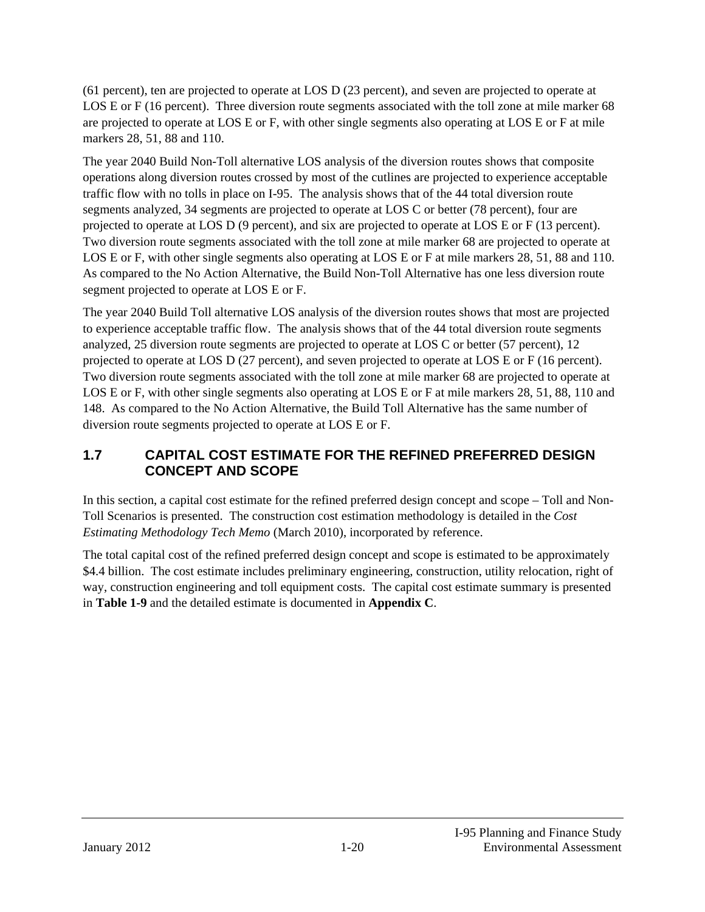(61 percent), ten are projected to operate at LOS D (23 percent), and seven are projected to operate at LOS E or F (16 percent). Three diversion route segments associated with the toll zone at mile marker 68 are projected to operate at LOS E or F, with other single segments also operating at LOS E or F at mile markers 28, 51, 88 and 110.

The year 2040 Build Non-Toll alternative LOS analysis of the diversion routes shows that composite operations along diversion routes crossed by most of the cutlines are projected to experience acceptable traffic flow with no tolls in place on I-95. The analysis shows that of the 44 total diversion route segments analyzed, 34 segments are projected to operate at LOS C or better (78 percent), four are projected to operate at LOS D (9 percent), and six are projected to operate at LOS E or F (13 percent). Two diversion route segments associated with the toll zone at mile marker 68 are projected to operate at LOS E or F, with other single segments also operating at LOS E or F at mile markers 28, 51, 88 and 110. As compared to the No Action Alternative, the Build Non-Toll Alternative has one less diversion route segment projected to operate at LOS E or F.

The year 2040 Build Toll alternative LOS analysis of the diversion routes shows that most are projected to experience acceptable traffic flow. The analysis shows that of the 44 total diversion route segments analyzed, 25 diversion route segments are projected to operate at LOS C or better (57 percent), 12 projected to operate at LOS D (27 percent), and seven projected to operate at LOS E or F (16 percent). Two diversion route segments associated with the toll zone at mile marker 68 are projected to operate at LOS E or F, with other single segments also operating at LOS E or F at mile markers 28, 51, 88, 110 and 148. As compared to the No Action Alternative, the Build Toll Alternative has the same number of diversion route segments projected to operate at LOS E or F.

## 1.7 CAPITAL COST ESTIMATE FOR THE REFINED PREFERRED DESIGN CONCEPT AND SCOPE

In this section, a capital cost estimate for the refined preferred design concept and scope – Toll and Non-Toll Scenarios is presented. The construction cost estimation methodology is detailed in the *Cost Estimating Methodology Tech Memo* (March 2010), incorporated by reference.

The total capital cost of the refined preferred design concept and scope is estimated to be approximately \$4.4 billion. The cost estimate includes preliminary engineering, construction, utility relocation, right of way, construction engineering and toll equipment costs. The capital cost estimate summary is presented in **Table 1-9** and the detailed estimate is documented in **Appendix C**.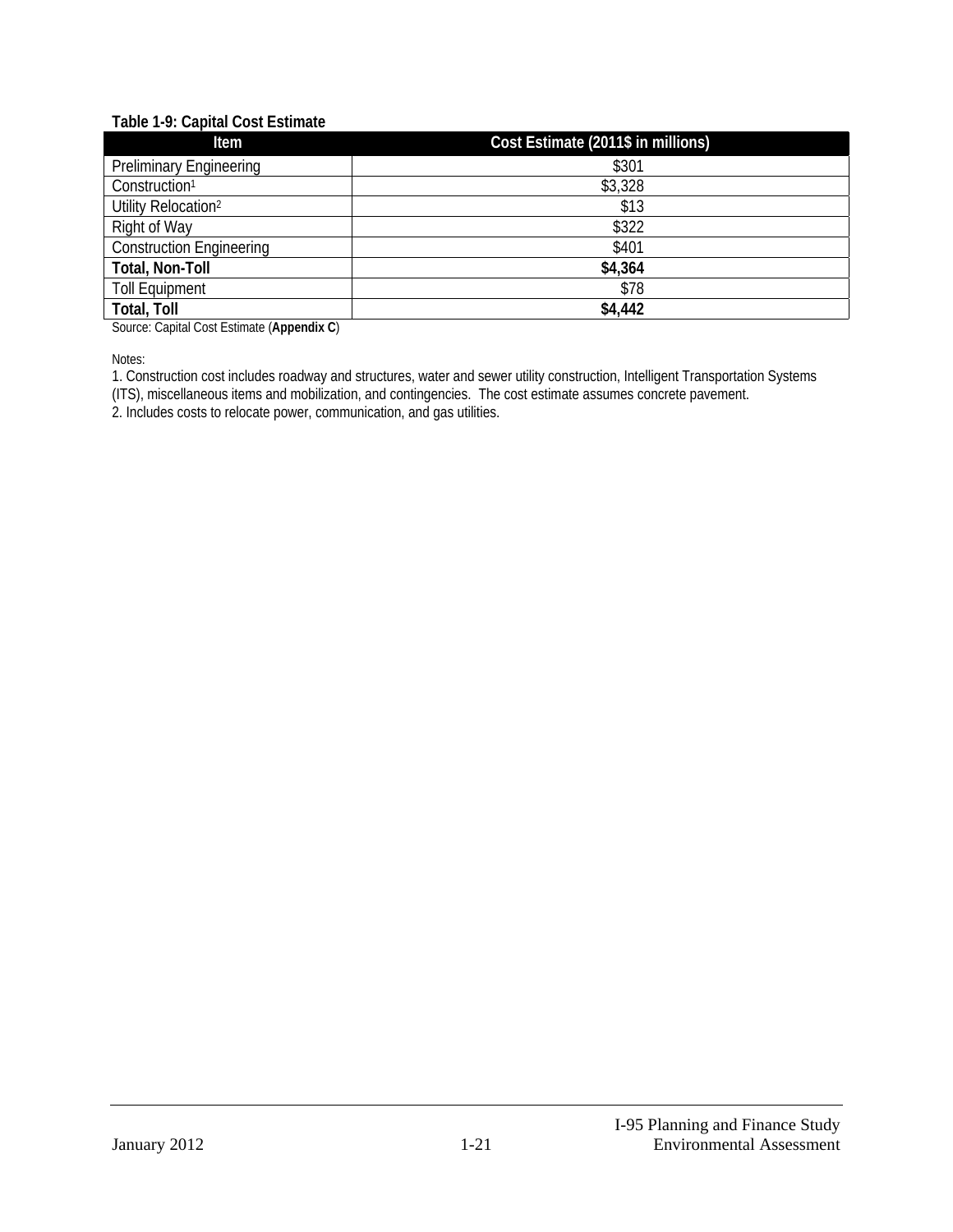**Table 1-9: Capital Cost Estimate**

| Item | Cost Estimate (2011$ in millions) |
|---|---|
| Preliminary Engineering | $301 |
| Construction[1] | $3,328 |
| Utility Relocation[2] | $13 |
| Right of Way | $322 |
| Construction Engineering | $401 |
| **Total, Non-Toll** | **$4,364** |
| Toll Equipment | $78 |
| **Total, Toll** | **$4,442** |

Source: Capital Cost Estimate (**Appendix C**)

Notes:

1. Construction cost includes roadway and structures, water and sewer utility construction, Intelligent Transportation Systems (ITS), miscellaneous items and mobilization, and contingencies. The cost estimate assumes concrete pavement.
2. Includes costs to relocate power, communication, and gas utilities.